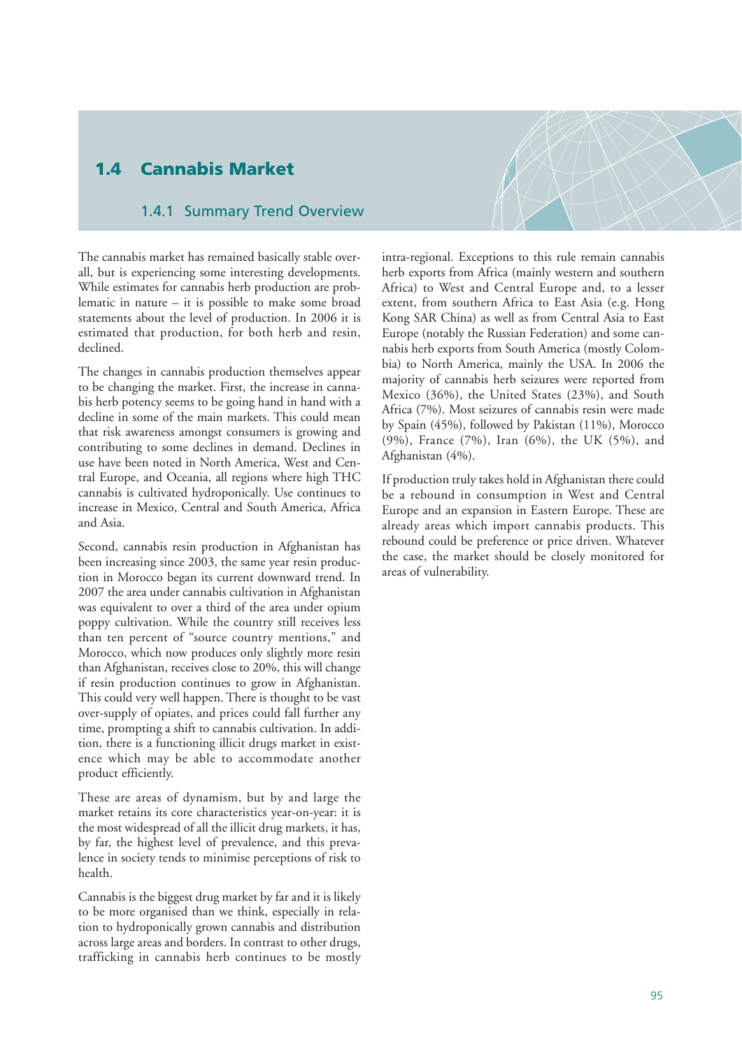# 1.4 Cannabis Market

## 1.4.1 Summary Trend Overview

The cannabis market has remained basically stable overall, but is experiencing some interesting developments. While estimates for cannabis herb production are problematic in nature – it is possible to make some broad statements about the level of production. In 2006 it is estimated that production, for both herb and resin, declined.

The changes in cannabis production themselves appear to be changing the market. First, the increase in cannabis herb potency seems to be going hand in hand with a decline in some of the main markets. This could mean that risk awareness amongst consumers is growing and contributing to some declines in demand. Declines in use have been noted in North America, West and Central Europe, and Oceania, all regions where high THC cannabis is cultivated hydroponically. Use continues to increase in Mexico, Central and South America, Africa and Asia.

Second, cannabis resin production in Afghanistan has been increasing since 2003, the same year resin production in Morocco began its current downward trend. In 2007 the area under cannabis cultivation in Afghanistan was equivalent to over a third of the area under opium poppy cultivation. While the country still receives less than ten percent of "source country mentions," and Morocco, which now produces only slightly more resin than Afghanistan, receives close to 20%, this will change if resin production continues to grow in Afghanistan. This could very well happen. There is thought to be vast over-supply of opiates, and prices could fall further any time, prompting a shift to cannabis cultivation. In addition, there is a functioning illicit drugs market in existence which may be able to accommodate another product efficiently.

These are areas of dynamism, but by and large the market retains its core characteristics year-on-year: it is the most widespread of all the illicit drug markets, it has, by far, the highest level of prevalence, and this prevalence in society tends to minimise perceptions of risk to health.

Cannabis is the biggest drug market by far and it is likely to be more organised than we think, especially in relation to hydroponically grown cannabis and distribution across large areas and borders. In contrast to other drugs, trafficking in cannabis herb continues to be mostly intra-regional. Exceptions to this rule remain cannabis herb exports from Africa (mainly western and southern Africa) to West and Central Europe and, to a lesser extent, from southern Africa to East Asia (e.g. Hong Kong SAR China) as well as from Central Asia to East Europe (notably the Russian Federation) and some cannabis herb exports from South America (mostly Colombia) to North America, mainly the USA. In 2006 the majority of cannabis herb seizures were reported from Mexico (36%), the United States (23%), and South Africa (7%). Most seizures of cannabis resin were made by Spain (45%), followed by Pakistan (11%), Morocco (9%), France (7%), Iran (6%), the UK (5%), and Afghanistan (4%).

If production truly takes hold in Afghanistan there could be a rebound in consumption in West and Central Europe and an expansion in Eastern Europe. These are already areas which import cannabis products. This rebound could be preference or price driven. Whatever the case, the market should be closely monitored for areas of vulnerability.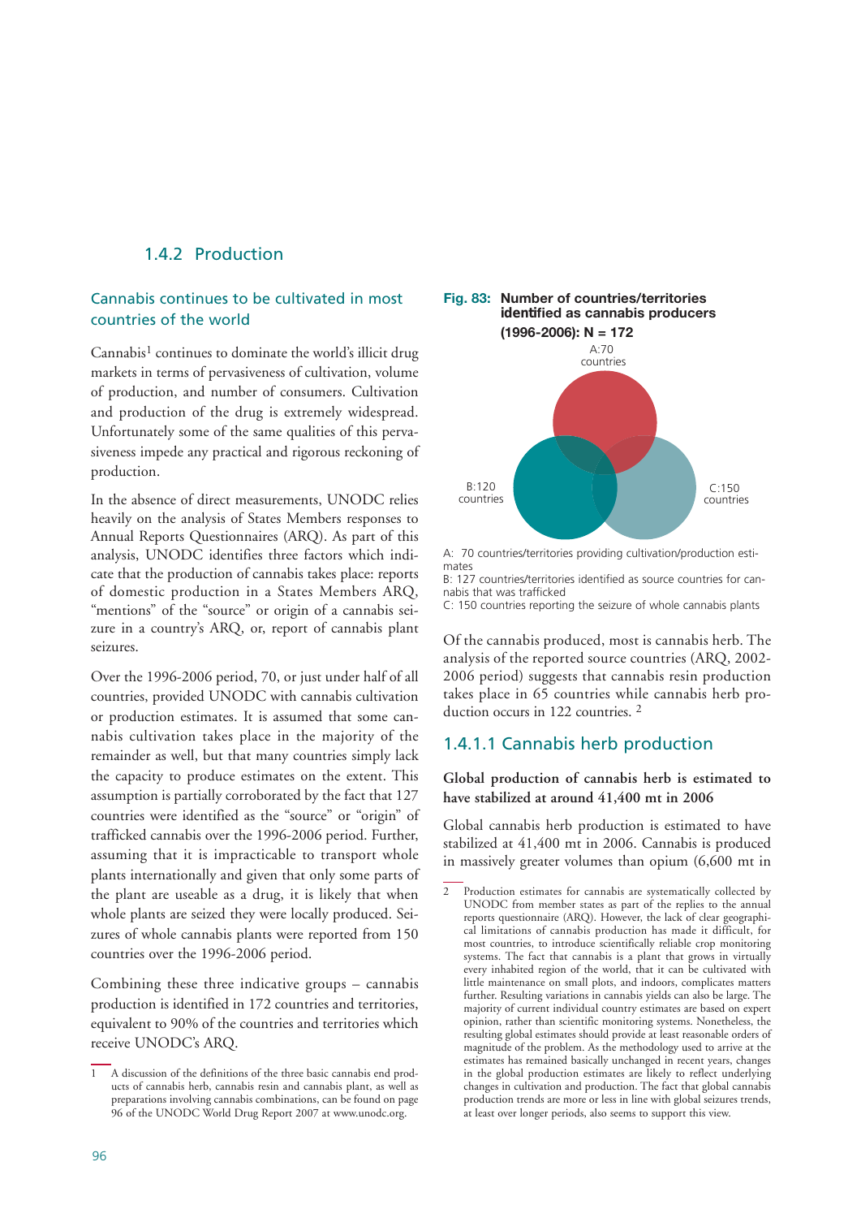### 1.4.2 Production

#### Cannabis continues to be cultivated in most countries of the world

Cannabis[1] continues to dominate the world's illicit drug markets in terms of pervasiveness of cultivation, volume of production, and number of consumers. Cultivation and production of the drug is extremely widespread. Unfortunately some of the same qualities of this pervasiveness impede any practical and rigorous reckoning of production.

In the absence of direct measurements, UNODC relies heavily on the analysis of States Members responses to Annual Reports Questionnaires (ARQ). As part of this analysis, UNODC identifies three factors which indicate that the production of cannabis takes place: reports of domestic production in a States Members ARQ, "mentions" of the "source" or origin of a cannabis seizure in a country's ARQ, or, report of cannabis plant seizures.

Over the 1996-2006 period, 70, or just under half of all countries, provided UNODC with cannabis cultivation or production estimates. It is assumed that some cannabis cultivation takes place in the majority of the remainder as well, but that many countries simply lack the capacity to produce estimates on the extent. This assumption is partially corroborated by the fact that 127 countries were identified as the "source" or "origin" of trafficked cannabis over the 1996-2006 period. Further, assuming that it is impracticable to transport whole plants internationally and given that only some parts of the plant are useable as a drug, it is likely that when whole plants are seized they were locally produced. Seizures of whole cannabis plants were reported from 150 countries over the 1996-2006 period.

Combining these three indicative groups – cannabis production is identified in 172 countries and territories, equivalent to 90% of the countries and territories which receive UNODC's ARQ.

**Fig. 83: Number of countries/territories identified as cannabis producers (1996-2006): N = 172**

A:70 countries

B:120 countries

C:150 countries

A: 70 countries/territories providing cultivation/production estimates
B: 127 countries/territories identified as source countries for cannabis that was trafficked
C: 150 countries reporting the seizure of whole cannabis plants

Of the cannabis produced, most is cannabis herb. The analysis of the reported source countries (ARQ, 2002-2006 period) suggests that cannabis resin production takes place in 65 countries while cannabis herb production occurs in 122 countries. [2]

### 1.4.1.1 Cannabis herb production

**Global production of cannabis herb is estimated to have stabilized at around 41,400 mt in 2006**

Global cannabis herb production is estimated to have stabilized at 41,400 mt in 2006. Cannabis is produced in massively greater volumes than opium (6,600 mt in

---

1 A discussion of the definitions of the three basic cannabis end products of cannabis herb, cannabis resin and cannabis plant, as well as preparations involving cannabis combinations, can be found on page 96 of the UNODC World Drug Report 2007 at www.unodc.org.

2 Production estimates for cannabis are systematically collected by UNODC from member states as part of the replies to the annual reports questionnaire (ARQ). However, the lack of clear geographical limitations of cannabis production has made it difficult, for most countries, to introduce scientifically reliable crop monitoring systems. The fact that cannabis is a plant that grows in virtually every inhabited region of the world, that it can be cultivated with little maintenance on small plots, and indoors, complicates matters further. Resulting variations in cannabis yields can also be large. The majority of current individual country estimates are based on expert opinion, rather than scientific monitoring systems. Nonetheless, the resulting global estimates should provide at least reasonable orders of magnitude of the problem. As the methodology used to arrive at the estimates has remained basically unchanged in recent years, changes in the global production estimates are likely to reflect underlying changes in cultivation and production. The fact that global cannabis production trends are more or less in line with global seizures trends, at least over longer periods, also seems to support this view.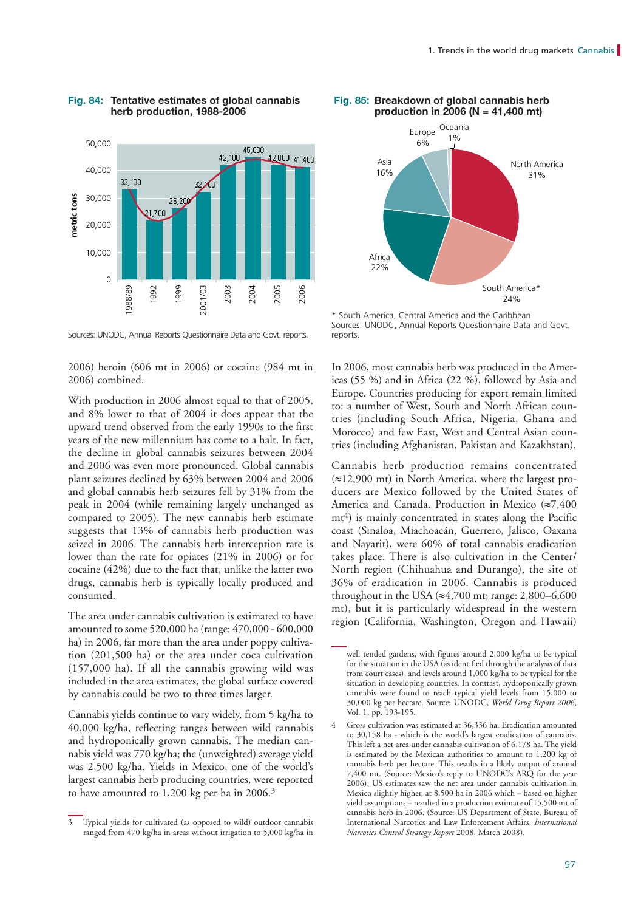**Fig. 84: Tentative estimates of global cannabis herb production, 1988-2006**

| Year | metric tons |
|---|---|
| 1988/89 | 33,100 |
| 1992 | 21,700 |
| 1999 | 26,200 |
| 2001/03 | 32,100 |
| 2003 | 42,100 |
| 2004 | 45,000 |
| 2005 | 42,000 |
| 2006 | 41,400 |

Sources: UNODC, Annual Reports Questionnaire Data and Govt. reports.

**Fig. 85: Breakdown of global cannabis herb production in 2006 (N = 41,400 mt)**

| Region | Share |
|---|---|
| North America | 31% |
| South America* | 24% |
| Africa | 22% |
| Asia | 16% |
| Europe | 6% |
| Oceania | 1% |

\* South America, Central America and the Caribbean
Sources: UNODC, Annual Reports Questionnaire Data and Govt. reports.

2006) heroin (606 mt in 2006) or cocaine (984 mt in 2006) combined.

With production in 2006 almost equal to that of 2005, and 8% lower to that of 2004 it does appear that the upward trend observed from the early 1990s to the first years of the new millennium has come to a halt. In fact, the decline in global cannabis seizures between 2004 and 2006 was even more pronounced. Global cannabis plant seizures declined by 63% between 2004 and 2006 and global cannabis herb seizures fell by 31% from the peak in 2004 (while remaining largely unchanged as compared to 2005). The new cannabis herb estimate suggests that 13% of cannabis herb production was seized in 2006. The cannabis herb interception rate is lower than the rate for opiates (21% in 2006) or for cocaine (42%) due to the fact that, unlike the latter two drugs, cannabis herb is typically locally produced and consumed.

The area under cannabis cultivation is estimated to have amounted to some 520,000 ha (range: 470,000 - 600,000 ha) in 2006, far more than the area under poppy cultivation (201,500 ha) or the area under coca cultivation (157,000 ha). If all the cannabis growing wild was included in the area estimates, the global surface covered by cannabis could be two to three times larger.

Cannabis yields continue to vary widely, from 5 kg/ha to 40,000 kg/ha, reflecting ranges between wild cannabis and hydroponically grown cannabis. The median cannabis yield was 770 kg/ha; the (unweighted) average yield was 2,500 kg/ha. Yields in Mexico, one of the world's largest cannabis herb producing countries, were reported to have amounted to 1,200 kg per ha in 2006.[3]

In 2006, most cannabis herb was produced in the Americas (55 %) and in Africa (22 %), followed by Asia and Europe. Countries producing for export remain limited to: a number of West, South and North African countries (including South Africa, Nigeria, Ghana and Morocco) and few East, West and Central Asian countries (including Afghanistan, Pakistan and Kazakhstan).

Cannabis herb production remains concentrated (≈12,900 mt) in North America, where the largest producers are Mexico followed by the United States of America and Canada. Production in Mexico (≈7,400 mt[4]) is mainly concentrated in states along the Pacific coast (Sinaloa, Miachoacán, Guerrero, Jalisco, Oaxana and Nayarit), were 60% of total cannabis eradication takes place. There is also cultivation in the Center/North region (Chihuahua and Durango), the site of 36% of eradication in 2006. Cannabis is produced throughout in the USA (≈4,700 mt; range: 2,800–6,600 mt), but it is particularly widespread in the western region (California, Washington, Oregon and Hawaii)

---

3 Typical yields for cultivated (as opposed to wild) outdoor cannabis ranged from 470 kg/ha in areas without irrigation to 5,000 kg/ha in well tended gardens, with figures around 2,000 kg/ha to be typical for the situation in the USA (as identified through the analysis of data from court cases), and levels around 1,000 kg/ha to be typical for the situation in developing countries. In contrast, hydroponically grown cannabis were found to reach typical yield levels from 15,000 to 30,000 kg per hectare. Source: UNODC, *World Drug Report 2006*, Vol. 1, pp. 193-195.

4 Gross cultivation was estimated at 36,336 ha. Eradication amounted to 30,158 ha - which is the world's largest eradication of cannabis. This left a net area under cannabis cultivation of 6,178 ha. The yield is estimated by the Mexican authorities to amount to 1,200 kg of cannabis herb per hectare. This results in a likely output of around 7,400 mt. (Source: Mexico's reply to UNODC's ARQ for the year 2006). US estimates saw the net area under cannabis cultivation in Mexico slightly higher, at 8,500 ha in 2006 which – based on higher yield assumptions – resulted in a production estimate of 15,500 mt of cannabis herb in 2006. (Source: US Department of State, Bureau of International Narcotics and Law Enforcement Affairs, *International Narcotics Control Strategy Report* 2008, March 2008).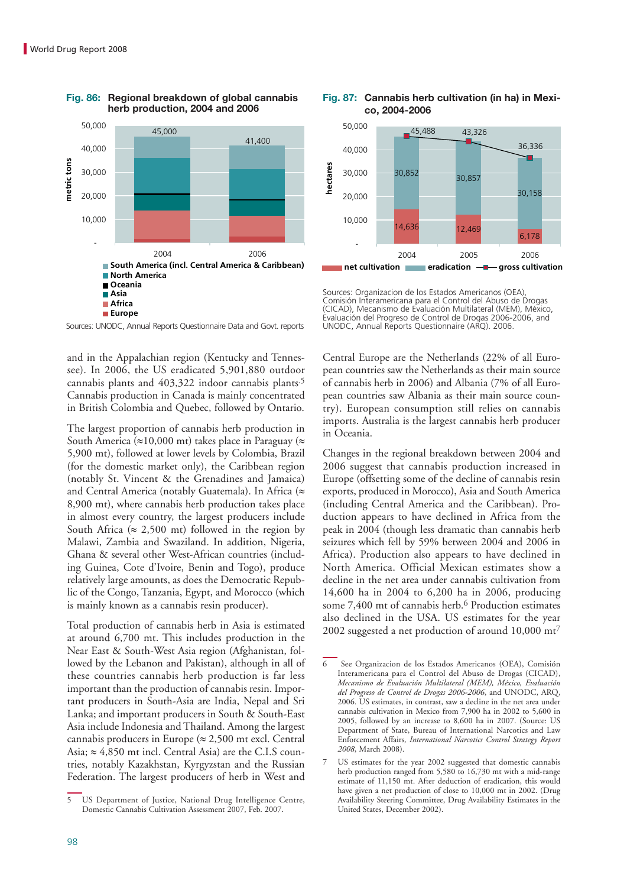**Fig. 86: Regional breakdown of global cannabis herb production, 2004 and 2006**

| | 2004 | 2006 |
|---|---|---|
| Total (metric tons) | 45,000 | 41,400 |

Legend: South America (incl. Central America & Caribbean); North America; Oceania; Asia; Africa; Europe

Sources: UNODC, Annual Reports Questionnaire Data and Govt. reports

**Fig. 87: Cannabis herb cultivation (in ha) in Mexico, 2004-2006**

| | 2004 | 2005 | 2006 |
|---|---|---|---|
| net cultivation | 14,636 | 12,469 | 6,178 |
| eradication | 30,852 | 30,857 | 30,158 |
| gross cultivation | 45,488 | 43,326 | 36,336 |

Sources: Organizacion de los Estados Americanos (OEA), Comisión Interamericana para el Control del Abuso de Drogas (CICAD), Mecanismo de Evaluación Multilateral (MEM), México, Evaluación del Progreso de Control de Drogas 2006-2006, and UNODC, Annual Reports Questionnaire (ARQ). 2006.

and in the Appalachian region (Kentucky and Tennessee). In 2006, the US eradicated 5,901,880 outdoor cannabis plants and 403,322 indoor cannabis plants.[5] Cannabis production in Canada is mainly concentrated in British Colombia and Quebec, followed by Ontario.

The largest proportion of cannabis herb production in South America (≈10,000 mt) takes place in Paraguay (≈ 5,900 mt), followed at lower levels by Colombia, Brazil (for the domestic market only), the Caribbean region (notably St. Vincent & the Grenadines and Jamaica) and Central America (notably Guatemala). In Africa (≈ 8,900 mt), where cannabis herb production takes place in almost every country, the largest producers include South Africa (≈ 2,500 mt) followed in the region by Malawi, Zambia and Swaziland. In addition, Nigeria, Ghana & several other West-African countries (including Guinea, Cote d'Ivoire, Benin and Togo), produce relatively large amounts, as does the Democratic Republic of the Congo, Tanzania, Egypt, and Morocco (which is mainly known as a cannabis resin producer).

Total production of cannabis herb in Asia is estimated at around 6,700 mt. This includes production in the Near East & South-West Asia region (Afghanistan, followed by the Lebanon and Pakistan), although in all of these countries cannabis herb production is far less important than the production of cannabis resin. Important producers in South-Asia are India, Nepal and Sri Lanka; and important producers in South & South-East Asia include Indonesia and Thailand. Among the largest cannabis producers in Europe (≈ 2,500 mt excl. Central Asia; ≈ 4,850 mt incl. Central Asia) are the C.I.S countries, notably Kazakhstan, Kyrgyzstan and the Russian Federation. The largest producers of herb in West and Central Europe are the Netherlands (22% of all European countries saw the Netherlands as their main source of cannabis herb in 2006) and Albania (7% of all European countries saw Albania as their main source country). European consumption still relies on cannabis imports. Australia is the largest cannabis herb producer in Oceania.

Changes in the regional breakdown between 2004 and 2006 suggest that cannabis production increased in Europe (offsetting some of the decline of cannabis resin exports, produced in Morocco), Asia and South America (including Central America and the Caribbean). Production appears to have declined in Africa from the peak in 2004 (though less dramatic than cannabis herb seizures which fell by 59% between 2004 and 2006 in Africa). Production also appears to have declined in North America. Official Mexican estimates show a decline in the net area under cannabis cultivation from 14,600 ha in 2004 to 6,200 ha in 2006, producing some 7,400 mt of cannabis herb.[6] Production estimates also declined in the USA. US estimates for the year 2002 suggested a net production of around 10,000 mt[7]

---

5 US Department of Justice, National Drug Intelligence Centre, Domestic Cannabis Cultivation Assessment 2007, Feb. 2007.

6 See Organizacion de los Estados Americanos (OEA), Comisión Interamericana para el Control del Abuso de Drogas (CICAD), *Mecanismo de Evaluación Multilateral (MEM), México, Evaluación del Progreso de Control de Drogas 2006-2006*, and UNODC, ARQ, 2006. US estimates, in contrast, saw a decline in the net area under cannabis cultivation in Mexico from 7,900 ha in 2002 to 5,600 in 2005, followed by an increase to 8,600 ha in 2007. (Source: US Department of State, Bureau of International Narcotics and Law Enforcement Affairs, *International Narcotics Control Strategy Report 2008*, March 2008).

7 US estimates for the year 2002 suggested that domestic cannabis herb production ranged from 5,580 to 16,730 mt with a mid-range estimate of 11,150 mt. After deduction of eradication, this would have given a net production of close to 10,000 mt in 2002. (Drug Availability Steering Committee, Drug Availability Estimates in the United States, December 2002).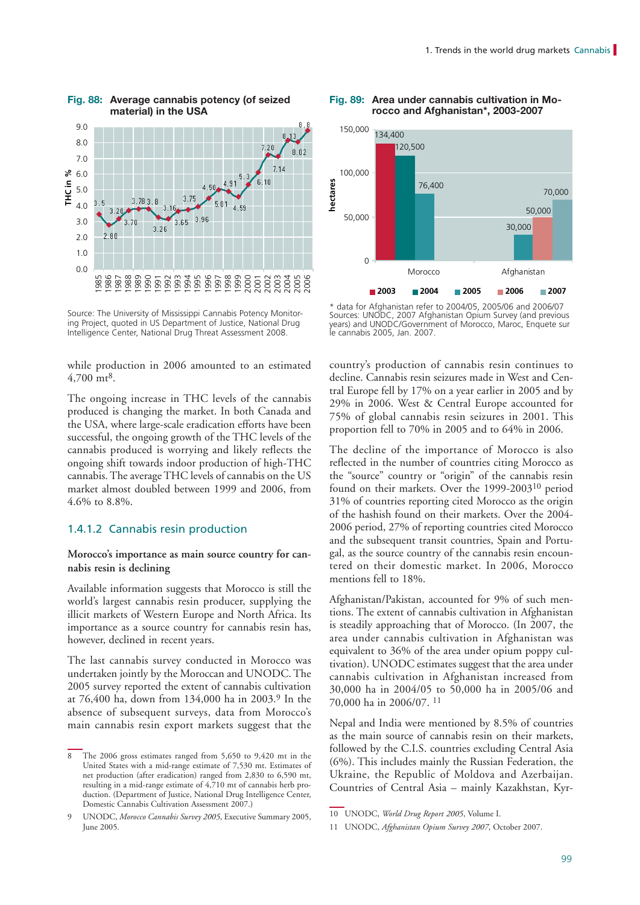**Fig. 88: Average cannabis potency (of seized material) in the USA**

Source: The University of Mississippi Cannabis Potency Monitoring Project, quoted in US Department of Justice, National Drug Intelligence Center, National Drug Threat Assessment 2008.

**Fig. 89: Area under cannabis cultivation in Morocco and Afghanistan*, 2003-2007**

| | 2003 | 2004 | 2005 | 2006 | 2007 |
|---|---|---|---|---|---|
| Morocco | 134,400 | 120,500 | 76,400 | | |
| Afghanistan | | | 30,000 | 50,000 | 70,000 |

* data for Afghanistan refer to 2004/05, 2005/06 and 2006/07

Sources: UNODC, 2007 Afghanistan Opium Survey (and previous years) and UNODC/Government of Morocco, Maroc, Enquete sur le cannabis 2005, Jan. 2007.

while production in 2006 amounted to an estimated 4,700 mt[8].

The ongoing increase in THC levels of the cannabis produced is changing the market. In both Canada and the USA, where large-scale eradication efforts have been successful, the ongoing growth of the THC levels of the cannabis produced is worrying and likely reflects the ongoing shift towards indoor production of high-THC cannabis. The average THC levels of cannabis on the US market almost doubled between 1999 and 2006, from 4.6% to 8.8%.

### 1.4.1.2 Cannabis resin production

**Morocco's importance as main source country for cannabis resin is declining**

Available information suggests that Morocco is still the world's largest cannabis resin producer, supplying the illicit markets of Western Europe and North Africa. Its importance as a source country for cannabis resin has, however, declined in recent years.

The last cannabis survey conducted in Morocco was undertaken jointly by the Moroccan and UNODC. The 2005 survey reported the extent of cannabis cultivation at 76,400 ha, down from 134,000 ha in 2003.[9] In the absence of subsequent surveys, data from Morocco's main cannabis resin export markets suggest that the country's production of cannabis resin continues to decline. Cannabis resin seizures made in West and Central Europe fell by 17% on a year earlier in 2005 and by 29% in 2006. West & Central Europe accounted for 75% of global cannabis resin seizures in 2001. This proportion fell to 70% in 2005 and to 64% in 2006.

The decline of the importance of Morocco is also reflected in the number of countries citing Morocco as the "source" country or "origin" of the cannabis resin found on their markets. Over the 1999-2003[10] period 31% of countries reporting cited Morocco as the origin of the hashish found on their markets. Over the 2004-2006 period, 27% of reporting countries cited Morocco and the subsequent transit countries, Spain and Portugal, as the source country of the cannabis resin encountered on their domestic market. In 2006, Morocco mentions fell to 18%.

Afghanistan/Pakistan, accounted for 9% of such mentions. The extent of cannabis cultivation in Afghanistan is steadily approaching that of Morocco. (In 2007, the area under cannabis cultivation in Afghanistan was equivalent to 36% of the area under opium poppy cultivation). UNODC estimates suggest that the area under cannabis cultivation in Afghanistan increased from 30,000 ha in 2004/05 to 50,000 ha in 2005/06 and 70,000 ha in 2006/07. [11]

Nepal and India were mentioned by 8.5% of countries as the main source of cannabis resin on their markets, followed by the C.I.S. countries excluding Central Asia (6%). This includes mainly the Russian Federation, the Ukraine, the Republic of Moldova and Azerbaijan. Countries of Central Asia – mainly Kazakhstan, Kyr-

---

8 The 2006 gross estimates ranged from 5,650 to 9,420 mt in the United States with a mid-range estimate of 7,530 mt. Estimates of net production (after eradication) ranged from 2,830 to 6,590 mt, resulting in a mid-range estimate of 4,710 mt of cannabis herb production. (Department of Justice, National Drug Intelligence Center, Domestic Cannabis Cultivation Assessment 2007.)

9 UNODC, *Morocco Cannabis Survey 2005*, Executive Summary 2005, June 2005.

10 UNODC, *World Drug Report 2005*, Volume I.

11 UNODC, *Afghanistan Opium Survey 2007*, October 2007.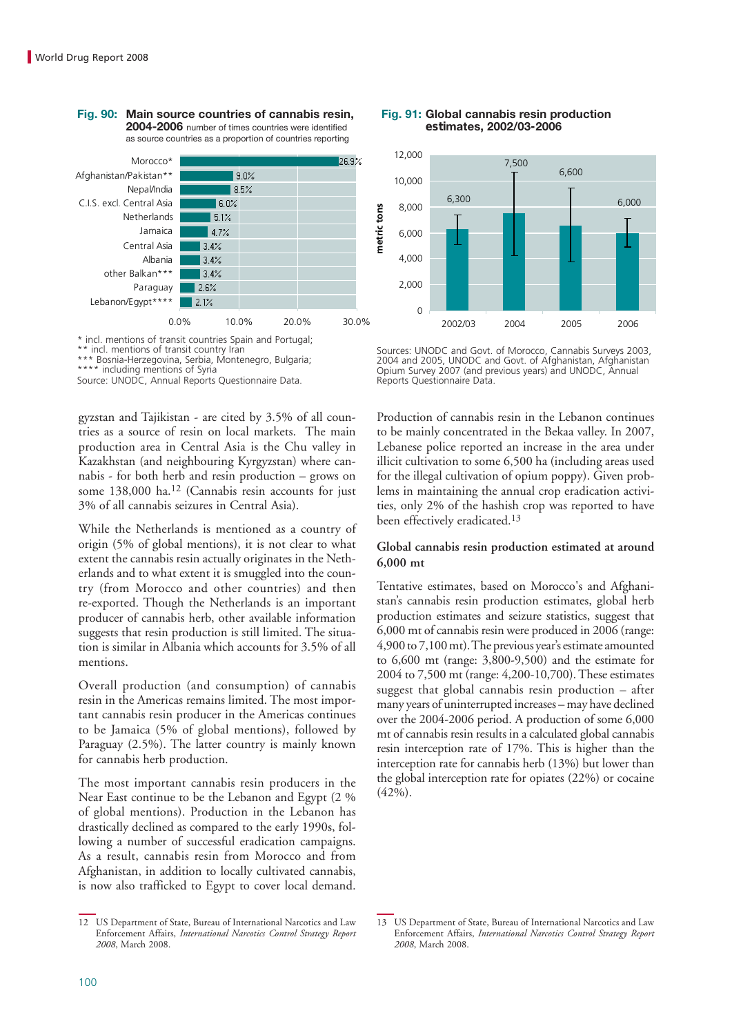**Fig. 90: Main source countries of cannabis resin, 2004-2006** number of times countries were identified as source countries as a proportion of countries reporting

| Country | % |
|---|---|
| Morocco* | 26.9% |
| Afghanistan/Pakistan** | 9.0% |
| Nepal/India | 8.5% |
| C.I.S. excl. Central Asia | 6.0% |
| Netherlands | 5.1% |
| Jamaica | 4.7% |
| Central Asia | 3.4% |
| Albania | 3.4% |
| other Balkan*** | 3.4% |
| Paraguay | 2.6% |
| Lebanon/Egypt**** | 2.1% |

\* incl. mentions of transit countries Spain and Portugal;
\*\* incl. mentions of transit country Iran
\*\*\* Bosnia-Herzegovina, Serbia, Montenegro, Bulgaria;
\*\*\*\* including mentions of Syria
Source: UNODC, Annual Reports Questionnaire Data.

**Fig. 91: Global cannabis resin production estimates, 2002/03-2006**

| Year | metric tons |
|---|---|
| 2002/03 | 6,300 |
| 2004 | 7,500 |
| 2005 | 6,600 |
| 2006 | 6,000 |

Sources: UNODC and Govt. of Morocco, Cannabis Surveys 2003, 2004 and 2005, UNODC and Govt. of Afghanistan, Afghanistan Opium Survey 2007 (and previous years) and UNODC, Annual Reports Questionnaire Data.

gyzstan and Tajikistan - are cited by 3.5% of all countries as a source of resin on local markets. The main production area in Central Asia is the Chu valley in Kazakhstan (and neighbouring Kyrgyzstan) where cannabis - for both herb and resin production – grows on some 138,000 ha.[12] (Cannabis resin accounts for just 3% of all cannabis seizures in Central Asia).

While the Netherlands is mentioned as a country of origin (5% of global mentions), it is not clear to what extent the cannabis resin actually originates in the Netherlands and to what extent it is smuggled into the country (from Morocco and other countries) and then re-exported. Though the Netherlands is an important producer of cannabis herb, other available information suggests that resin production is still limited. The situation is similar in Albania which accounts for 3.5% of all mentions.

Overall production (and consumption) of cannabis resin in the Americas remains limited. The most important cannabis resin producer in the Americas continues to be Jamaica (5% of global mentions), followed by Paraguay (2.5%). The latter country is mainly known for cannabis herb production.

The most important cannabis resin producers in the Near East continue to be the Lebanon and Egypt (2 % of global mentions). Production in the Lebanon has drastically declined as compared to the early 1990s, following a number of successful eradication campaigns. As a result, cannabis resin from Morocco and from Afghanistan, in addition to locally cultivated cannabis, is now also trafficked to Egypt to cover local demand.

Production of cannabis resin in the Lebanon continues to be mainly concentrated in the Bekaa valley. In 2007, Lebanese police reported an increase in the area under illicit cultivation to some 6,500 ha (including areas used for the illegal cultivation of opium poppy). Given problems in maintaining the annual crop eradication activities, only 2% of the hashish crop was reported to have been effectively eradicated.[13]

**Global cannabis resin production estimated at around 6,000 mt**

Tentative estimates, based on Morocco's and Afghanistan's cannabis resin production estimates, global herb production estimates and seizure statistics, suggest that 6,000 mt of cannabis resin were produced in 2006 (range: 4,900 to 7,100 mt). The previous year's estimate amounted to 6,600 mt (range: 3,800-9,500) and the estimate for 2004 to 7,500 mt (range: 4,200-10,700). These estimates suggest that global cannabis resin production – after many years of uninterrupted increases – may have declined over the 2004-2006 period. A production of some 6,000 mt of cannabis resin results in a calculated global cannabis resin interception rate of 17%. This is higher than the interception rate for cannabis herb (13%) but lower than the global interception rate for opiates (22%) or cocaine (42%).

12 US Department of State, Bureau of International Narcotics and Law Enforcement Affairs, *International Narcotics Control Strategy Report 2008*, March 2008.

13 US Department of State, Bureau of International Narcotics and Law Enforcement Affairs, *International Narcotics Control Strategy Report 2008*, March 2008.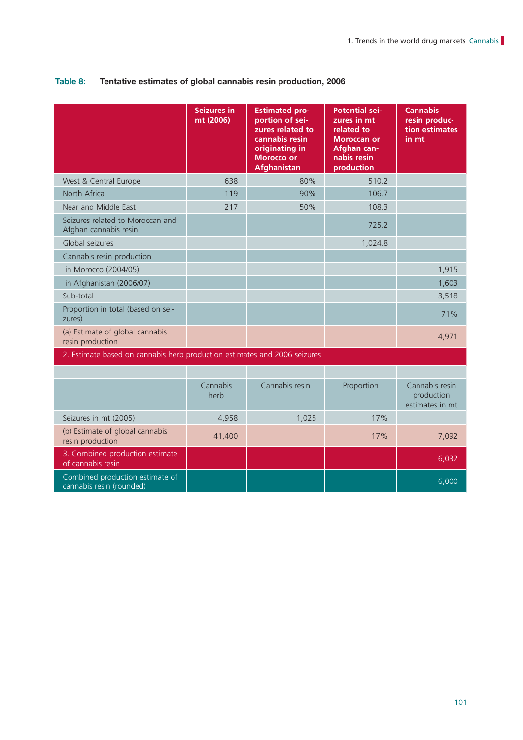**Table 8: Tentative estimates of global cannabis resin production, 2006**

| | Seizures in mt (2006) | Estimated proportion of seizures related to cannabis resin originating in Morocco or Afghanistan | Potential seizures in mt related to Moroccan or Afghan cannabis resin production | Cannabis resin production estimates in mt |
|---|---|---|---|---|
| West & Central Europe | 638 | 80% | 510.2 | |
| North Africa | 119 | 90% | 106.7 | |
| Near and Middle East | 217 | 50% | 108.3 | |
| Seizures related to Moroccan and Afghan cannabis resin | | | 725.2 | |
| Global seizures | | | 1,024.8 | |
| Cannabis resin production | | | | |
| in Morocco (2004/05) | | | | 1,915 |
| in Afghanistan (2006/07) | | | | 1,603 |
| Sub-total | | | | 3,518 |
| Proportion in total (based on seizures) | | | | 71% |
| (a) Estimate of global cannabis resin production | | | | 4,971 |
| 2. Estimate based on cannabis herb production estimates and 2006 seizures | | | | |
| | | | | |
| | Cannabis herb | Cannabis resin | Proportion | Cannabis resin production estimates in mt |
| Seizures in mt (2005) | 4,958 | 1,025 | 17% | |
| (b) Estimate of global cannabis resin production | 41,400 | | 17% | 7,092 |
| 3. Combined production estimate of cannabis resin | | | | 6,032 |
| Combined production estimate of cannabis resin (rounded) | | | | 6,000 |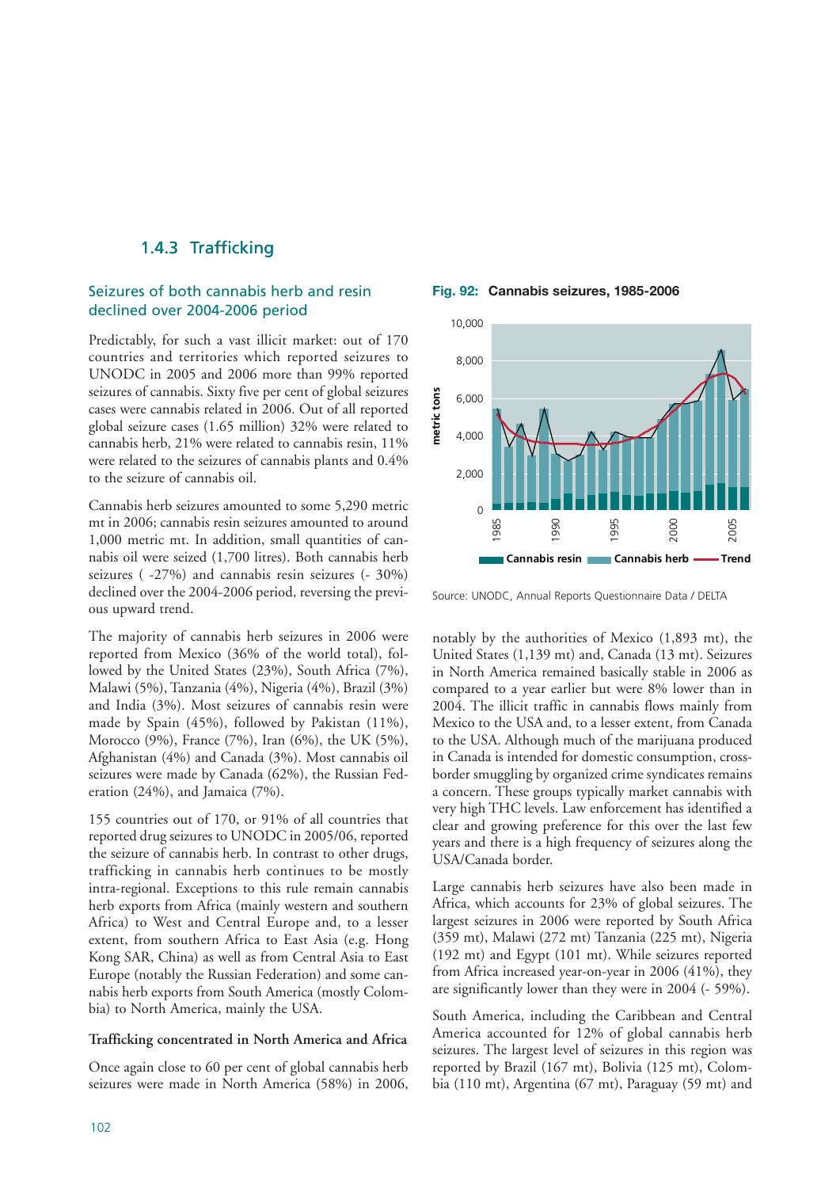### 1.4.3 Trafficking

#### Seizures of both cannabis herb and resin declined over 2004-2006 period

Predictably, for such a vast illicit market: out of 170 countries and territories which reported seizures to UNODC in 2005 and 2006 more than 99% reported seizures of cannabis. Sixty five per cent of global seizures cases were cannabis related in 2006. Out of all reported global seizure cases (1.65 million) 32% were related to cannabis herb, 21% were related to cannabis resin, 11% were related to the seizures of cannabis plants and 0.4% to the seizure of cannabis oil.

Cannabis herb seizures amounted to some 5,290 metric mt in 2006; cannabis resin seizures amounted to around 1,000 metric mt. In addition, small quantities of cannabis oil were seized (1,700 litres). Both cannabis herb seizures ( -27%) and cannabis resin seizures (- 30%) declined over the 2004-2006 period, reversing the previous upward trend.

The majority of cannabis herb seizures in 2006 were reported from Mexico (36% of the world total), followed by the United States (23%), South Africa (7%), Malawi (5%), Tanzania (4%), Nigeria (4%), Brazil (3%) and India (3%). Most seizures of cannabis resin were made by Spain (45%), followed by Pakistan (11%), Morocco (9%), France (7%), Iran (6%), the UK (5%), Afghanistan (4%) and Canada (3%). Most cannabis oil seizures were made by Canada (62%), the Russian Federation (24%), and Jamaica (7%).

155 countries out of 170, or 91% of all countries that reported drug seizures to UNODC in 2005/06, reported the seizure of cannabis herb. In contrast to other drugs, trafficking in cannabis herb continues to be mostly intra-regional. Exceptions to this rule remain cannabis herb exports from Africa (mainly western and southern Africa) to West and Central Europe and, to a lesser extent, from southern Africa to East Asia (e.g. Hong Kong SAR, China) as well as from Central Asia to East Europe (notably the Russian Federation) and some cannabis herb exports from South America (mostly Colombia) to North America, mainly the USA.

**Trafficking concentrated in North America and Africa**

Once again close to 60 per cent of global cannabis herb seizures were made in North America (58%) in 2006, notably by the authorities of Mexico (1,893 mt), the United States (1,139 mt) and, Canada (13 mt). Seizures in North America remained basically stable in 2006 as compared to a year earlier but were 8% lower than in 2004. The illicit traffic in cannabis flows mainly from Mexico to the USA and, to a lesser extent, from Canada to the USA. Although much of the marijuana produced in Canada is intended for domestic consumption, cross-border smuggling by organized crime syndicates remains a concern. These groups typically market cannabis with very high THC levels. Law enforcement has identified a clear and growing preference for this over the last few years and there is a high frequency of seizures along the USA/Canada border.

Large cannabis herb seizures have also been made in Africa, which accounts for 23% of global seizures. The largest seizures in 2006 were reported by South Africa (359 mt), Malawi (272 mt) Tanzania (225 mt), Nigeria (192 mt) and Egypt (101 mt). While seizures reported from Africa increased year-on-year in 2006 (41%), they are significantly lower than they were in 2004 (- 59%).

South America, including the Caribbean and Central America accounted for 12% of global cannabis herb seizures. The largest level of seizures in this region was reported by Brazil (167 mt), Bolivia (125 mt), Colombia (110 mt), Argentina (67 mt), Paraguay (59 mt) and

**Fig. 92: Cannabis seizures, 1985-2006**

Source: UNODC, Annual Reports Questionnaire Data / DELTA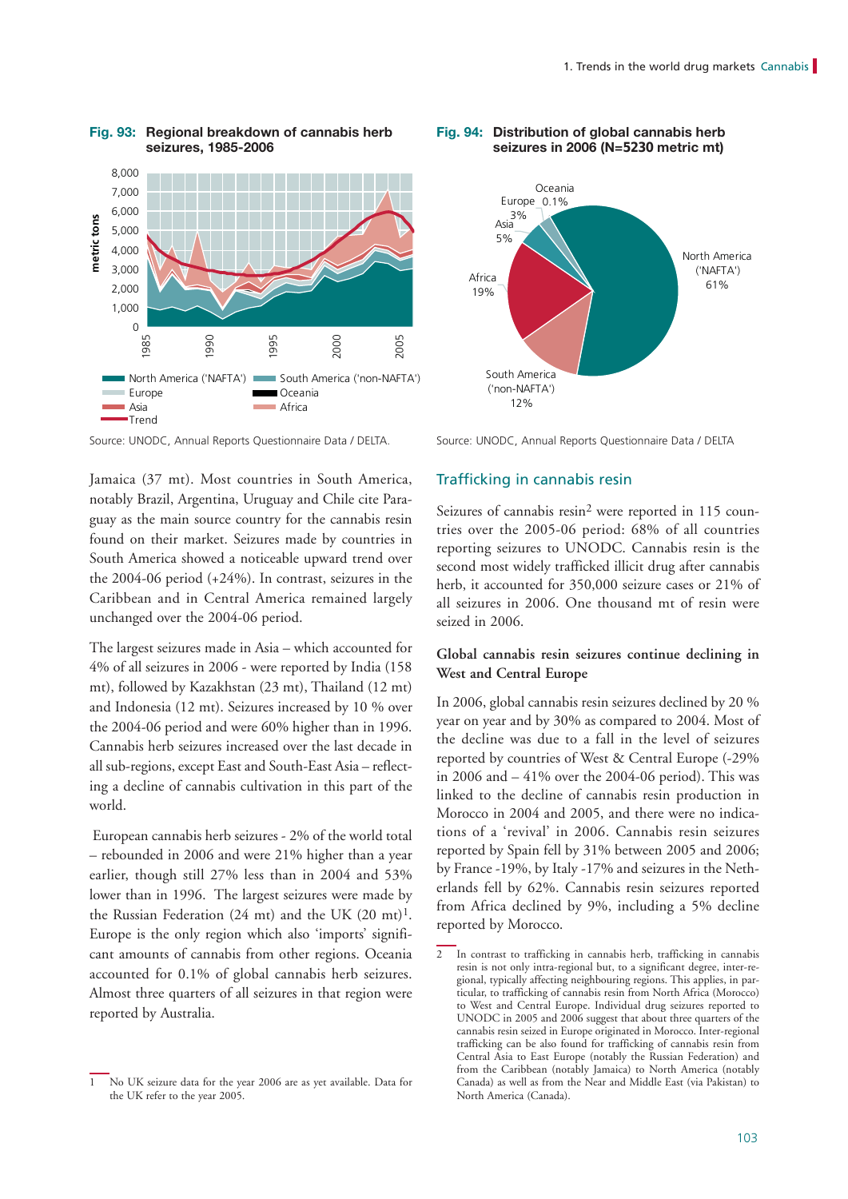**Fig. 93: Regional breakdown of cannabis herb seizures, 1985-2006**

Source: UNODC, Annual Reports Questionnaire Data / DELTA.

**Fig. 94: Distribution of global cannabis herb seizures in 2006 (N=5230 metric mt)**

Source: UNODC, Annual Reports Questionnaire Data / DELTA

Jamaica (37 mt). Most countries in South America, notably Brazil, Argentina, Uruguay and Chile cite Paraguay as the main source country for the cannabis resin found on their market. Seizures made by countries in South America showed a noticeable upward trend over the 2004-06 period (+24%). In contrast, seizures in the Caribbean and in Central America remained largely unchanged over the 2004-06 period.

The largest seizures made in Asia – which accounted for 4% of all seizures in 2006 - were reported by India (158 mt), followed by Kazakhstan (23 mt), Thailand (12 mt) and Indonesia (12 mt). Seizures increased by 10 % over the 2004-06 period and were 60% higher than in 1996. Cannabis herb seizures increased over the last decade in all sub-regions, except East and South-East Asia – reflecting a decline of cannabis cultivation in this part of the world.

European cannabis herb seizures - 2% of the world total – rebounded in 2006 and were 21% higher than a year earlier, though still 27% less than in 2004 and 53% lower than in 1996. The largest seizures were made by the Russian Federation (24 mt) and the UK (20 mt)[1]. Europe is the only region which also 'imports' significant amounts of cannabis from other regions. Oceania accounted for 0.1% of global cannabis herb seizures. Almost three quarters of all seizures in that region were reported by Australia.

## Trafficking in cannabis resin

Seizures of cannabis resin[2] were reported in 115 countries over the 2005-06 period: 68% of all countries reporting seizures to UNODC. Cannabis resin is the second most widely trafficked illicit drug after cannabis herb, it accounted for 350,000 seizure cases or 21% of all seizures in 2006. One thousand mt of resin were seized in 2006.

### Global cannabis resin seizures continue declining in West and Central Europe

In 2006, global cannabis resin seizures declined by 20 % year on year and by 30% as compared to 2004. Most of the decline was due to a fall in the level of seizures reported by countries of West & Central Europe (-29% in 2006 and – 41% over the 2004-06 period). This was linked to the decline of cannabis resin production in Morocco in 2004 and 2005, and there were no indications of a 'revival' in 2006. Cannabis resin seizures reported by Spain fell by 31% between 2005 and 2006; by France -19%, by Italy -17% and seizures in the Netherlands fell by 62%. Cannabis resin seizures reported from Africa declined by 9%, including a 5% decline reported by Morocco.

---

1 No UK seizure data for the year 2006 are as yet available. Data for the UK refer to the year 2005.

2 In contrast to trafficking in cannabis herb, trafficking in cannabis resin is not only intra-regional but, to a significant degree, inter-regional, typically affecting neighbouring regions. This applies, in particular, to trafficking of cannabis resin from North Africa (Morocco) to West and Central Europe. Individual drug seizures reported to UNODC in 2005 and 2006 suggest that about three quarters of the cannabis resin seized in Europe originated in Morocco. Inter-regional trafficking can be also found for trafficking of cannabis resin from Central Asia to East Europe (notably the Russian Federation) and from the Caribbean (notably Jamaica) to North America (notably Canada) as well as from the Near and Middle East (via Pakistan) to North America (Canada).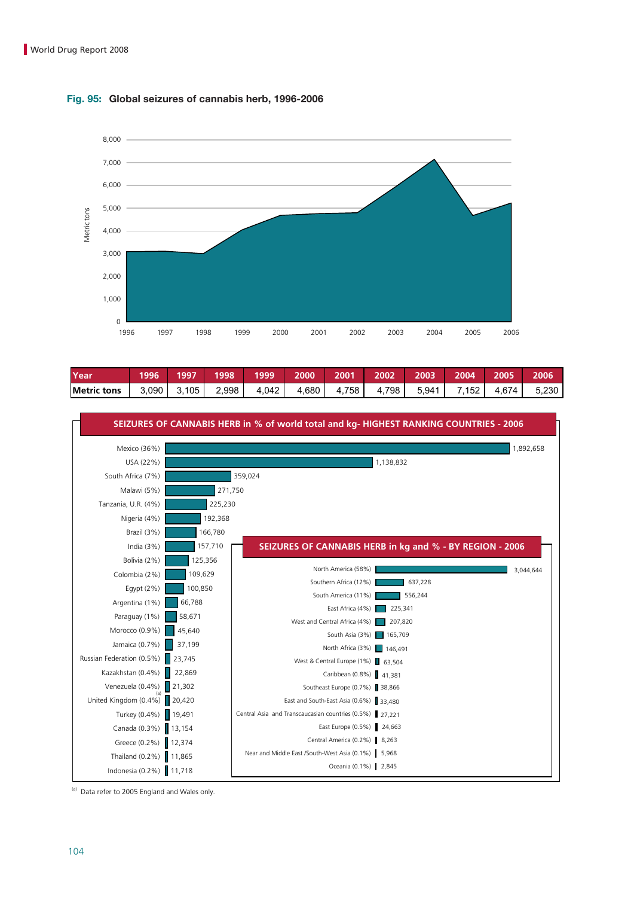**Fig. 95: Global seizures of cannabis herb, 1996-2006**

| Year | 1996 | 1997 | 1998 | 1999 | 2000 | 2001 | 2002 | 2003 | 2004 | 2005 | 2006 |
|---|---|---|---|---|---|---|---|---|---|---|---|
| Metric tons | 3,090 | 3,105 | 2,998 | 4,042 | 4,680 | 4,758 | 4,798 | 5,941 | 7,152 | 4,674 | 5,230 |

**SEIZURES OF CANNABIS HERB in % of world total and kg- HIGHEST RANKING COUNTRIES - 2006**

| Country | kg |
|---|---|
| Mexico (36%) | 1,892,658 |
| USA (22%) | 1,138,832 |
| South Africa (7%) | 359,024 |
| Malawi (5%) | 271,750 |
| Tanzania, U.R. (4%) | 225,230 |
| Nigeria (4%) | 192,368 |
| Brazil (3%) | 166,780 |
| India (3%) | 157,710 |
| Bolivia (2%) | 125,356 |
| Colombia (2%) | 109,629 |
| Egypt (2%) | 100,850 |
| Argentina (1%) | 66,788 |
| Paraguay (1%) | 58,671 |
| Morocco (0.9%) | 45,640 |
| Jamaica (0.7%) | 37,199 |
| Russian Federation (0.5%) | 23,745 |
| Kazakhstan (0.4%) | 22,869 |
| Venezuela (0.4%) | 21,302 |
| United Kingdom (0.4%)[a] | 20,420 |
| Turkey (0.4%) | 19,491 |
| Canada (0.3%) | 13,154 |
| Greece (0.2%) | 12,374 |
| Thailand (0.2%) | 11,865 |
| Indonesia (0.2%) | 11,718 |

**SEIZURES OF CANNABIS HERB in kg and % - BY REGION - 2006**

| Region | kg |
|---|---|
| North America (58%) | 3,044,644 |
| Southern Africa (12%) | 637,228 |
| South America (11%) | 556,244 |
| East Africa (4%) | 225,341 |
| West and Central Africa (4%) | 207,820 |
| South Asia (3%) | 165,709 |
| North Africa (3%) | 146,491 |
| West & Central Europe (1%) | 63,504 |
| Caribbean (0.8%) | 41,381 |
| Southeast Europe (0.7%) | 38,866 |
| East and South-East Asia (0.6%) | 33,480 |
| Central Asia and Transcaucasian countries (0.5%) | 27,221 |
| East Europe (0.5%) | 24,663 |
| Central America (0.2%) | 8,263 |
| Near and Middle East /South-West Asia (0.1%) | 5,968 |
| Oceania (0.1%) | 2,845 |

[a] Data refer to 2005 England and Wales only.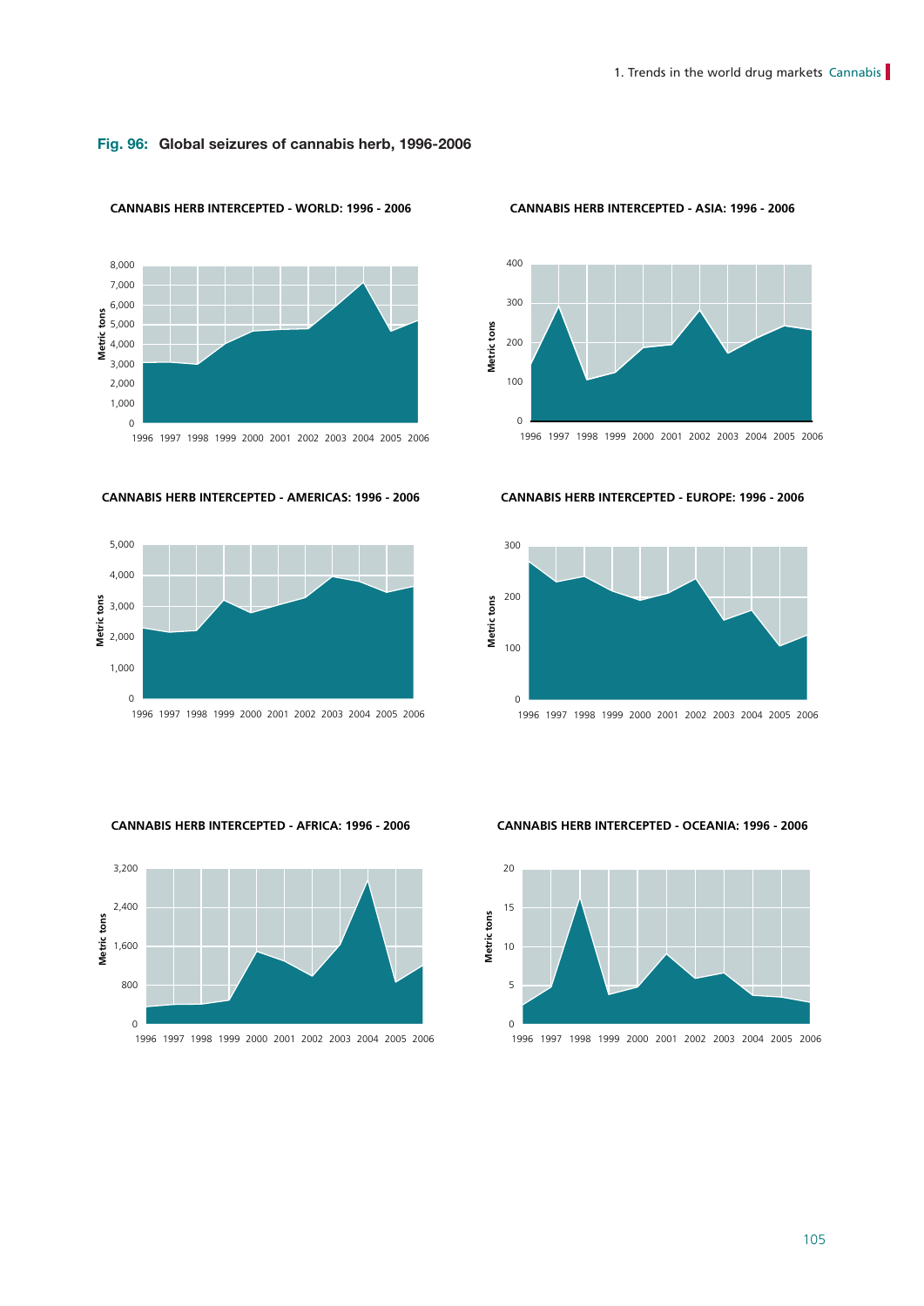**Fig. 96: Global seizures of cannabis herb, 1996-2006**

CANNABIS HERB INTERCEPTED - WORLD: 1996 - 2006

CANNABIS HERB INTERCEPTED - ASIA: 1996 - 2006

CANNABIS HERB INTERCEPTED - AMERICAS: 1996 - 2006

CANNABIS HERB INTERCEPTED - EUROPE: 1996 - 2006

CANNABIS HERB INTERCEPTED - AFRICA: 1996 - 2006

CANNABIS HERB INTERCEPTED - OCEANIA: 1996 - 2006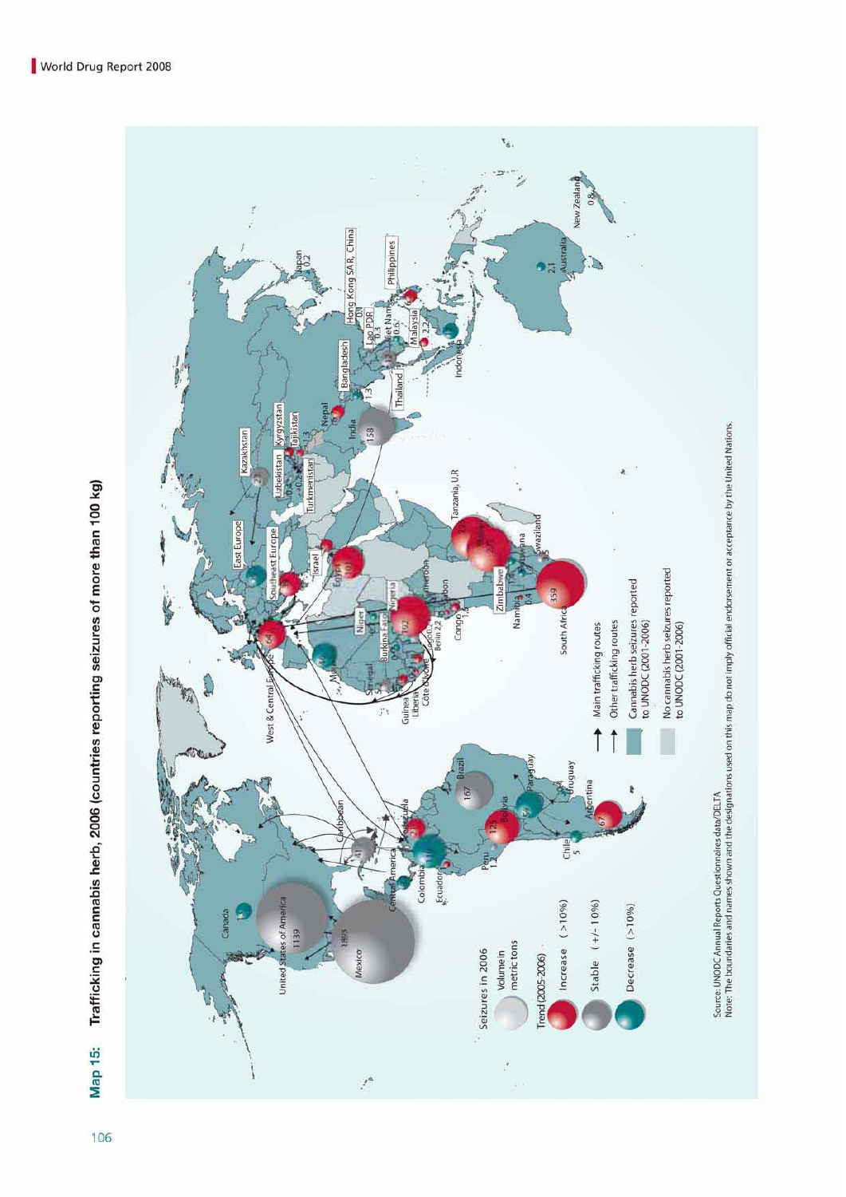# Map 15: Trafficking in cannabis herb, 2006 (countries reporting seizures of more than 100 kg)

Source: UNODC Annual Reports Questionnaires data/DELTA

Note: The boundaries and names shown and the designations used on this map do not imply official endorsement or acceptance by the United Nations.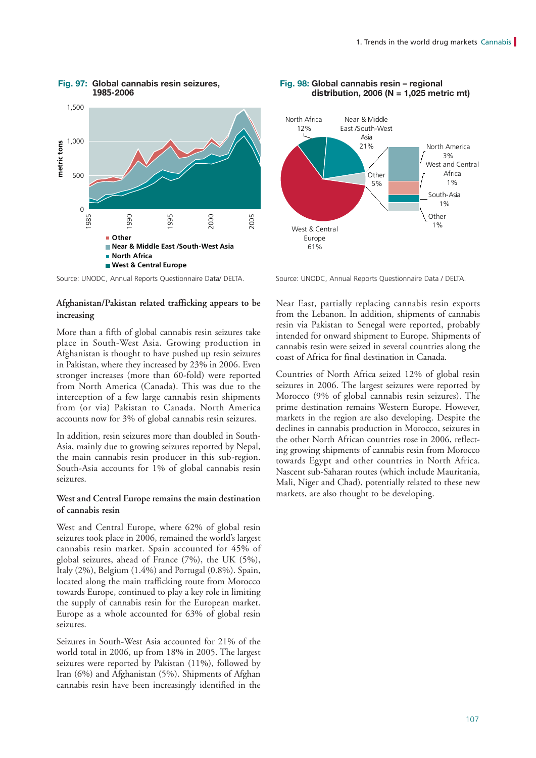**Fig. 97: Global cannabis resin seizures, 1985-2006**

Source: UNODC, Annual Reports Questionnaire Data/ DELTA.

**Fig. 98: Global cannabis resin – regional distribution, 2006 (N = 1,025 metric mt)**

Source: UNODC, Annual Reports Questionnaire Data / DELTA.

### Afghanistan/Pakistan related trafficking appears to be increasing

More than a fifth of global cannabis resin seizures take place in South-West Asia. Growing production in Afghanistan is thought to have pushed up resin seizures in Pakistan, where they increased by 23% in 2006. Even stronger increases (more than 60-fold) were reported from North America (Canada). This was due to the interception of a few large cannabis resin shipments from (or via) Pakistan to Canada. North America accounts now for 3% of global cannabis resin seizures.

In addition, resin seizures more than doubled in South-Asia, mainly due to growing seizures reported by Nepal, the main cannabis resin producer in this sub-region. South-Asia accounts for 1% of global cannabis resin seizures.

### West and Central Europe remains the main destination of cannabis resin

West and Central Europe, where 62% of global resin seizures took place in 2006, remained the world's largest cannabis resin market. Spain accounted for 45% of global seizures, ahead of France (7%), the UK (5%), Italy (2%), Belgium (1.4%) and Portugal (0.8%). Spain, located along the main trafficking route from Morocco towards Europe, continued to play a key role in limiting the supply of cannabis resin for the European market. Europe as a whole accounted for 63% of global resin seizures.

Seizures in South-West Asia accounted for 21% of the world total in 2006, up from 18% in 2005. The largest seizures were reported by Pakistan (11%), followed by Iran (6%) and Afghanistan (5%). Shipments of Afghan cannabis resin have been increasingly identified in the Near East, partially replacing cannabis resin exports from the Lebanon. In addition, shipments of cannabis resin via Pakistan to Senegal were reported, probably intended for onward shipment to Europe. Shipments of cannabis resin were seized in several countries along the coast of Africa for final destination in Canada.

Countries of North Africa seized 12% of global resin seizures in 2006. The largest seizures were reported by Morocco (9% of global cannabis resin seizures). The prime destination remains Western Europe. However, markets in the region are also developing. Despite the declines in cannabis production in Morocco, seizures in the other North African countries rose in 2006, reflecting growing shipments of cannabis resin from Morocco towards Egypt and other countries in North Africa. Nascent sub-Saharan routes (which include Mauritania, Mali, Niger and Chad), potentially related to these new markets, are also thought to be developing.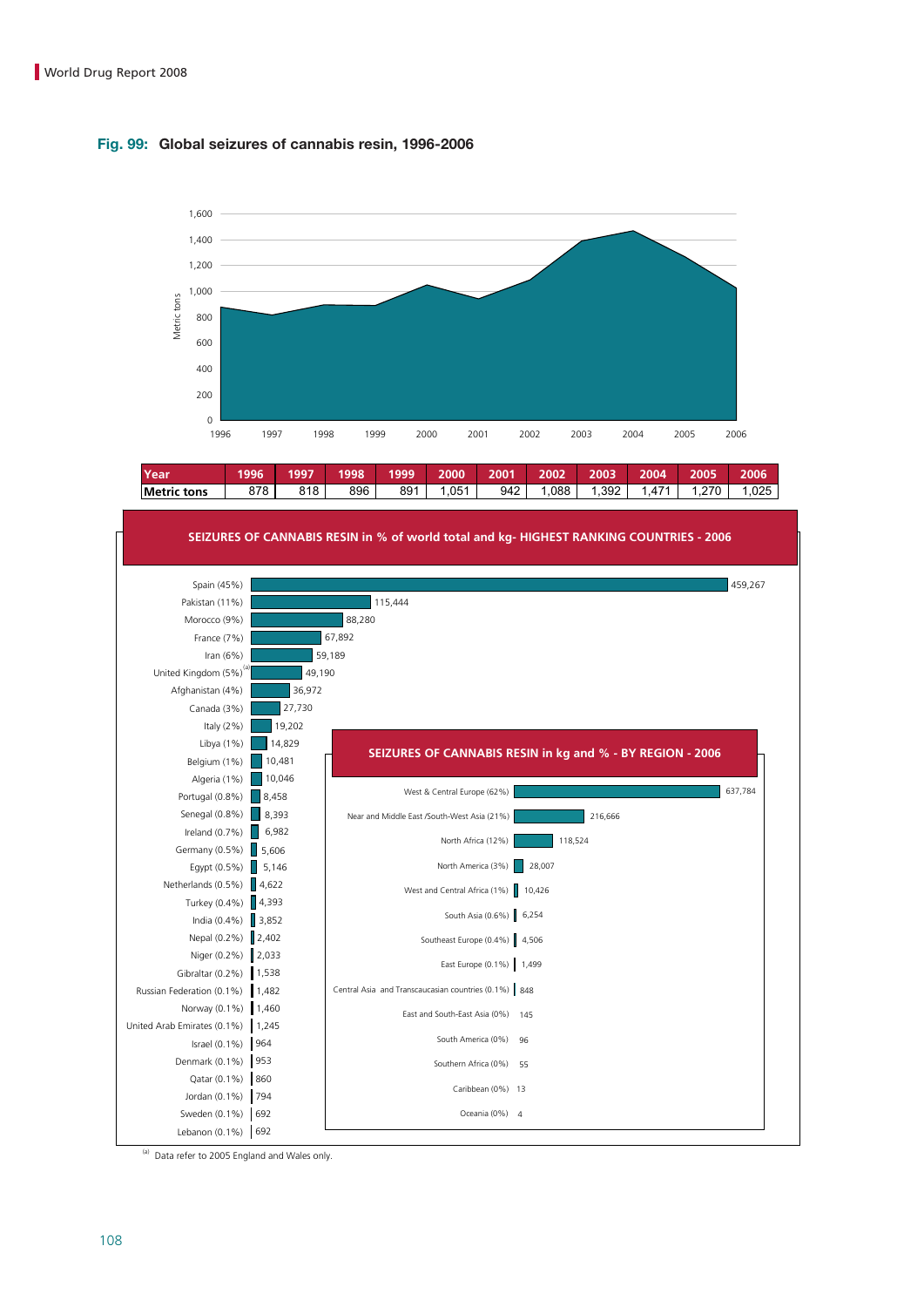**Fig. 99: Global seizures of cannabis resin, 1996-2006**

| Year | 1996 | 1997 | 1998 | 1999 | 2000 | 2001 | 2002 | 2003 | 2004 | 2005 | 2006 |
|---|---|---|---|---|---|---|---|---|---|---|---|
| Metric tons | 878 | 818 | 896 | 891 | 1,051 | 942 | 1,088 | 1,392 | 1,471 | 1,270 | 1,025 |

**SEIZURES OF CANNABIS RESIN in % of world total and kg- HIGHEST RANKING COUNTRIES - 2006**

| Country | kg |
|---|---|
| Spain (45%) | 459,267 |
| Pakistan (11%) | 115,444 |
| Morocco (9%) | 88,280 |
| France (7%) | 67,892 |
| Iran (6%) | 59,189 |
| United Kingdom (5%)[(a)] | 49,190 |
| Afghanistan (4%) | 36,972 |
| Canada (3%) | 27,730 |
| Italy (2%) | 19,202 |
| Libya (1%) | 14,829 |
| Belgium (1%) | 10,481 |
| Algeria (1%) | 10,046 |
| Portugal (0.8%) | 8,458 |
| Senegal (0.8%) | 8,393 |
| Ireland (0.7%) | 6,982 |
| Germany (0.5%) | 5,606 |
| Egypt (0.5%) | 5,146 |
| Netherlands (0.5%) | 4,622 |
| Turkey (0.4%) | 4,393 |
| India (0.4%) | 3,852 |
| Nepal (0.2%) | 2,402 |
| Niger (0.2%) | 2,033 |
| Gibraltar (0.2%) | 1,538 |
| Russian Federation (0.1%) | 1,482 |
| Norway (0.1%) | 1,460 |
| United Arab Emirates (0.1%) | 1,245 |
| Israel (0.1%) | 964 |
| Denmark (0.1%) | 953 |
| Qatar (0.1%) | 860 |
| Jordan (0.1%) | 794 |
| Sweden (0.1%) | 692 |
| Lebanon (0.1%) | 692 |

**SEIZURES OF CANNABIS RESIN in kg and % - BY REGION - 2006**

| Region | kg |
|---|---|
| West & Central Europe (62%) | 637,784 |
| Near and Middle East /South-West Asia (21%) | 216,666 |
| North Africa (12%) | 118,524 |
| North America (3%) | 28,007 |
| West and Central Africa (1%) | 10,426 |
| South Asia (0.6%) | 6,254 |
| Southeast Europe (0.4%) | 4,506 |
| East Europe (0.1%) | 1,499 |
| Central Asia and Transcaucasian countries (0.1%) | 848 |
| East and South-East Asia (0%) | 145 |
| South America (0%) | 96 |
| Southern Africa (0%) | 55 |
| Caribbean (0%) | 13 |
| Oceania (0%) | 4 |

[(a)] Data refer to 2005 England and Wales only.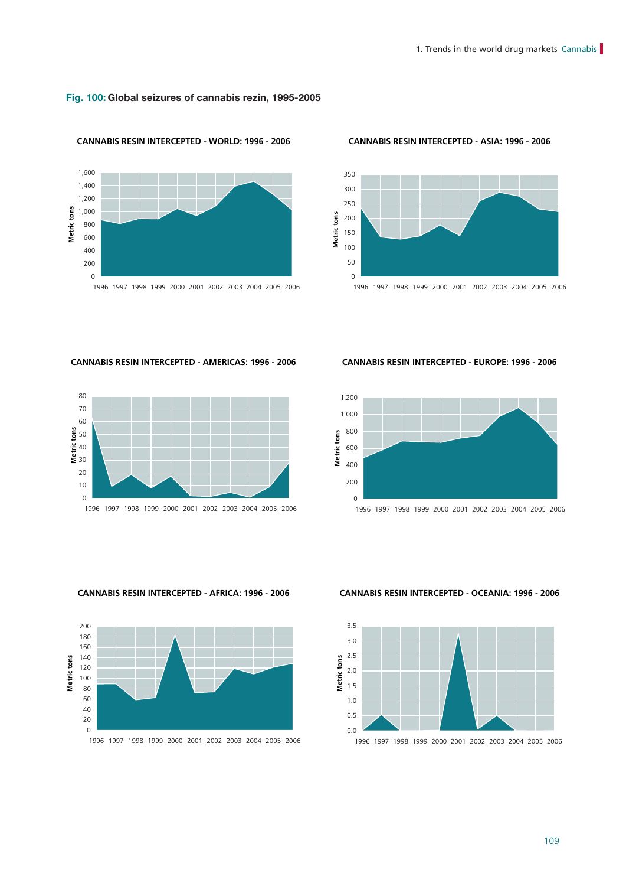**Fig. 100: Global seizures of cannabis rezin, 1995-2005**

**CANNABIS RESIN INTERCEPTED - WORLD: 1996 - 2006**

**CANNABIS RESIN INTERCEPTED - ASIA: 1996 - 2006**

**CANNABIS RESIN INTERCEPTED - AMERICAS: 1996 - 2006**

**CANNABIS RESIN INTERCEPTED - EUROPE: 1996 - 2006**

**CANNABIS RESIN INTERCEPTED - AFRICA: 1996 - 2006**

**CANNABIS RESIN INTERCEPTED - OCEANIA: 1996 - 2006**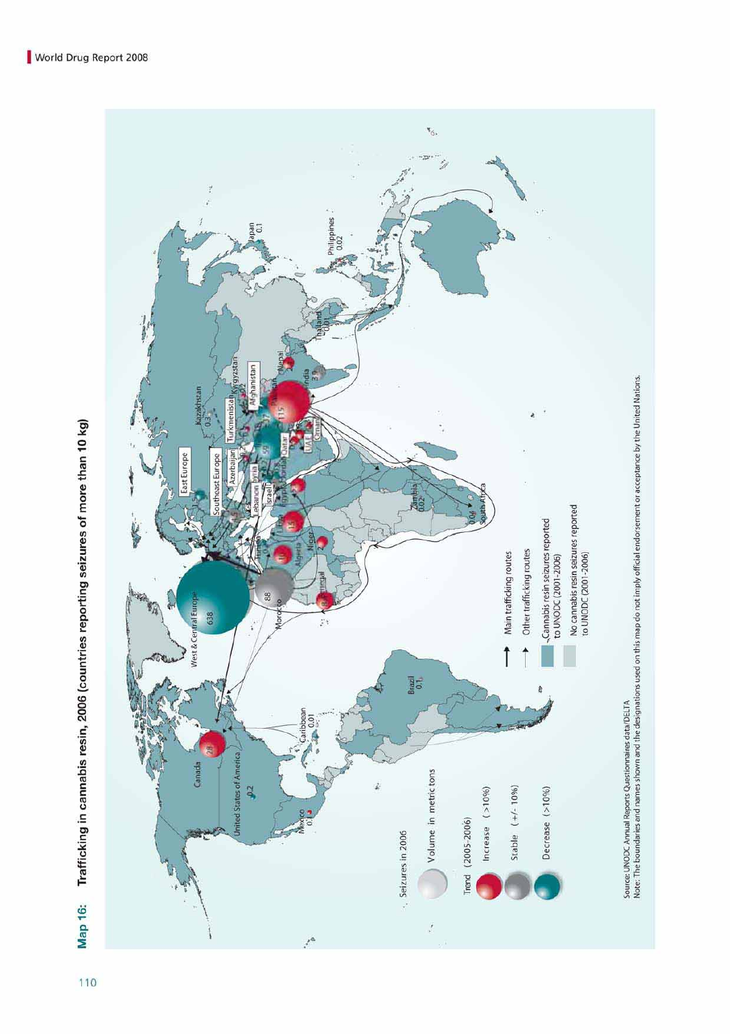**Map 16: Trafficking in cannabis resin, 2006 (countries reporting seizures of more than 10 kg)**

Seizures in 2006

Volume in metric tons

Trend (2005-2006)

Increase (>10%)

Stable (+/- 10%)

Decrease (>10%)

Main trafficking routes

Other trafficking routes

Cannabis resin seizures reported to UNODC (2001-2006)

No cannabis resin seizures reported to UNODC (2001-2006)

Source: UNODC Annual Reports Questionnaires data/DELTA
Note: The boundaries and names shown and the designations used on this map do not imply official endorsement or acceptance by the United Nations.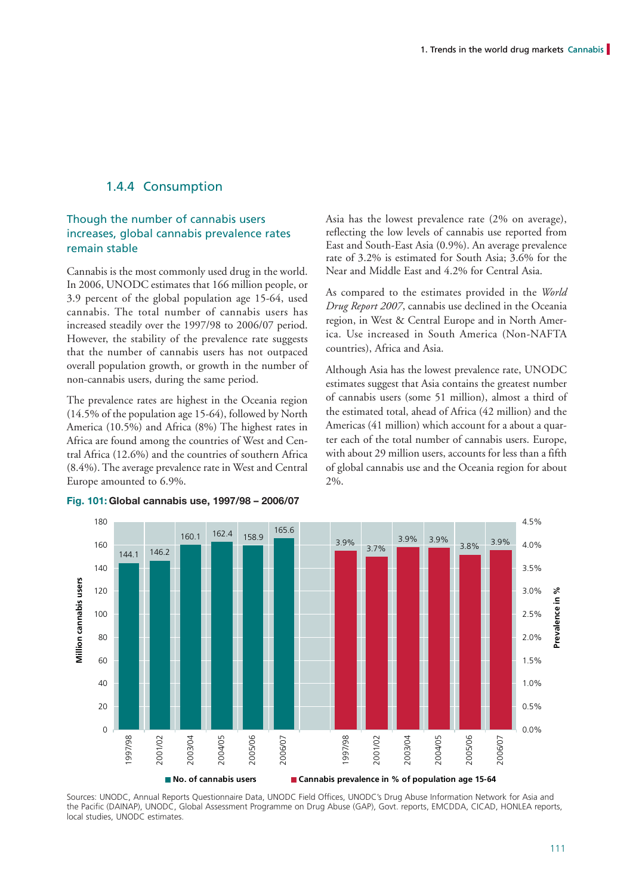### 1.4.4 Consumption

#### Though the number of cannabis users increases, global cannabis prevalence rates remain stable

Cannabis is the most commonly used drug in the world. In 2006, UNODC estimates that 166 million people, or 3.9 percent of the global population age 15-64, used cannabis. The total number of cannabis users has increased steadily over the 1997/98 to 2006/07 period. However, the stability of the prevalence rate suggests that the number of cannabis users has not outpaced overall population growth, or growth in the number of non-cannabis users, during the same period.

The prevalence rates are highest in the Oceania region (14.5% of the population age 15-64), followed by North America (10.5%) and Africa (8%) The highest rates in Africa are found among the countries of West and Central Africa (12.6%) and the countries of southern Africa (8.4%). The average prevalence rate in West and Central Europe amounted to 6.9%.

Asia has the lowest prevalence rate (2% on average), reflecting the low levels of cannabis use reported from East and South-East Asia (0.9%). An average prevalence rate of 3.2% is estimated for South Asia; 3.6% for the Near and Middle East and 4.2% for Central Asia.

As compared to the estimates provided in the *World Drug Report 2007*, cannabis use declined in the Oceania region, in West & Central Europe and in North America. Use increased in South America (Non-NAFTA countries), Africa and Asia.

Although Asia has the lowest prevalence rate, UNODC estimates suggest that Asia contains the greatest number of cannabis users (some 51 million), almost a third of the estimated total, ahead of Africa (42 million) and the Americas (41 million) which account for a about a quarter each of the total number of cannabis users. Europe, with about 29 million users, accounts for less than a fifth of global cannabis use and the Oceania region for about 2%.

**Fig. 101: Global cannabis use, 1997/98 – 2006/07**

| Year | No. of cannabis users (million) | Cannabis prevalence in % of population age 15-64 |
|---|---|---|
| 1997/98 | 144.1 | 3.9% |
| 2001/02 | 146.2 | 3.7% |
| 2003/04 | 160.1 | 3.9% |
| 2004/05 | 162.4 | 3.9% |
| 2005/06 | 158.9 | 3.8% |
| 2006/07 | 165.6 | 3.9% |

Sources: UNODC, Annual Reports Questionnaire Data, UNODC Field Offices, UNODC's Drug Abuse Information Network for Asia and the Pacific (DAINAP), UNODC, Global Assessment Programme on Drug Abuse (GAP), Govt. reports, EMCDDA, CICAD, HONLEA reports, local studies, UNODC estimates.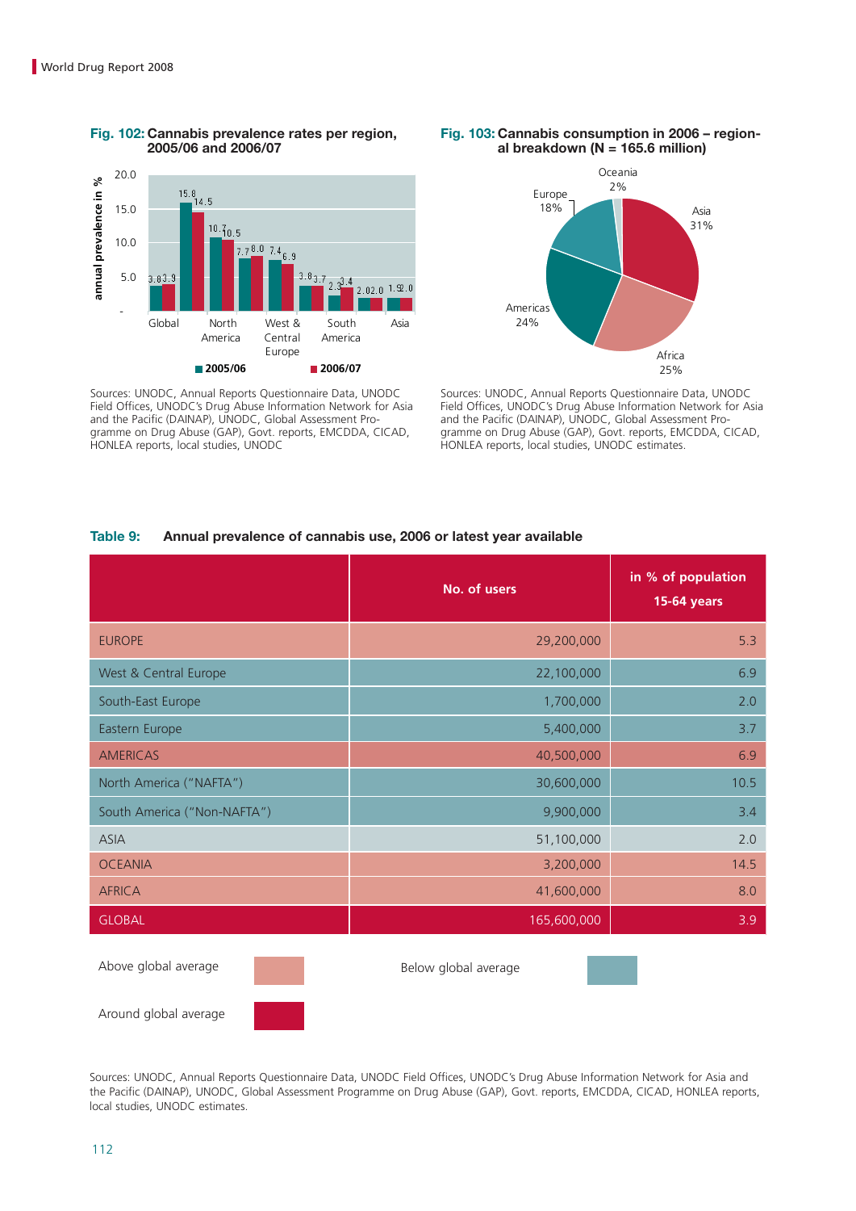**Fig. 102: Cannabis prevalence rates per region, 2005/06 and 2006/07**

| Region | 2005/06 | 2006/07 |
|---|---|---|
| Global | 3.8 | 3.9 |
| North America | 15.8 | 14.5 |
| Oceania | 10.7 | 10.5 |
| Africa | 7.7 | 8.0 |
| West & Central Europe | 7.4 | 6.9 |
| Eastern Europe | 3.8 | 3.7 |
| South America | 2.3 | 3.4 |
| South-East Europe | 2.0 | 2.0 |
| Asia | 1.9 | 2.0 |

annual prevalence in %

Sources: UNODC, Annual Reports Questionnaire Data, UNODC Field Offices, UNODC's Drug Abuse Information Network for Asia and the Pacific (DAINAP), UNODC, Global Assessment Programme on Drug Abuse (GAP), Govt. reports, EMCDDA, CICAD, HONLEA reports, local studies, UNODC

**Fig. 103: Cannabis consumption in 2006 – regional breakdown (N = 165.6 million)**

| Region | Share |
|---|---|
| Asia | 31% |
| Africa | 25% |
| Americas | 24% |
| Europe | 18% |
| Oceania | 2% |

Sources: UNODC, Annual Reports Questionnaire Data, UNODC Field Offices, UNODC's Drug Abuse Information Network for Asia and the Pacific (DAINAP), UNODC, Global Assessment Programme on Drug Abuse (GAP), Govt. reports, EMCDDA, CICAD, HONLEA reports, local studies, UNODC estimates.

**Table 9: Annual prevalence of cannabis use, 2006 or latest year available**

| | No. of users | in % of population 15-64 years |
|---|---|---|
| EUROPE | 29,200,000 | 5.3 |
| West & Central Europe | 22,100,000 | 6.9 |
| South-East Europe | 1,700,000 | 2.0 |
| Eastern Europe | 5,400,000 | 3.7 |
| AMERICAS | 40,500,000 | 6.9 |
| North America ("NAFTA") | 30,600,000 | 10.5 |
| South America ("Non-NAFTA") | 9,900,000 | 3.4 |
| ASIA | 51,100,000 | 2.0 |
| OCEANIA | 3,200,000 | 14.5 |
| AFRICA | 41,600,000 | 8.0 |
| GLOBAL | 165,600,000 | 3.9 |

Above global average | Below global average | Around global average

Sources: UNODC, Annual Reports Questionnaire Data, UNODC Field Offices, UNODC's Drug Abuse Information Network for Asia and the Pacific (DAINAP), UNODC, Global Assessment Programme on Drug Abuse (GAP), Govt. reports, EMCDDA, CICAD, HONLEA reports, local studies, UNODC estimates.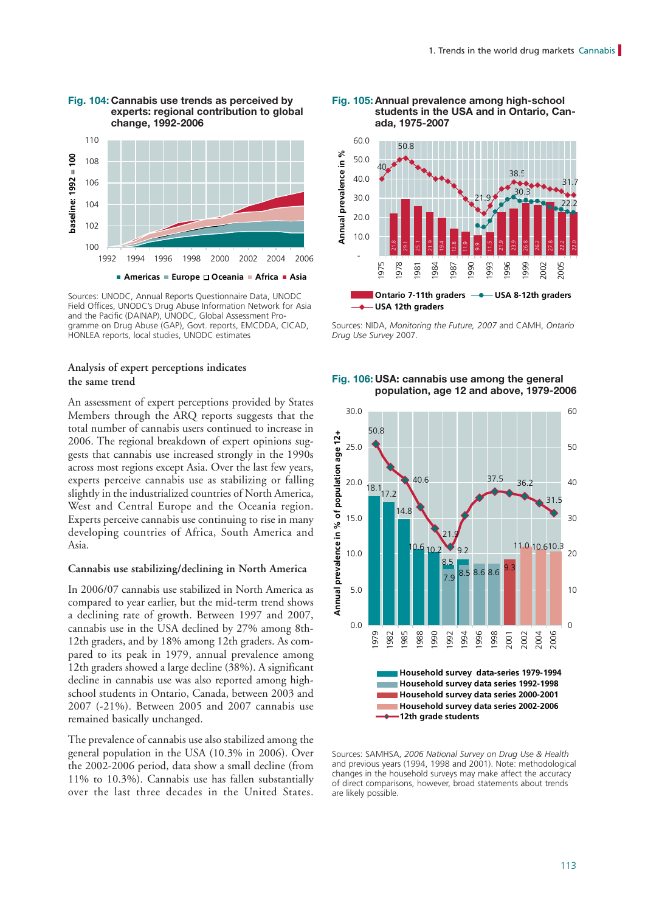**Fig. 104: Cannabis use trends as perceived by experts: regional contribution to global change, 1992-2006**

Sources: UNODC, Annual Reports Questionnaire Data, UNODC Field Offices, UNODC's Drug Abuse Information Network for Asia and the Pacific (DAINAP), UNODC, Global Assessment Programme on Drug Abuse (GAP), Govt. reports, EMCDDA, CICAD, HONLEA reports, local studies, UNODC estimates

### Analysis of expert perceptions indicates the same trend

An assessment of expert perceptions provided by States Members through the ARQ reports suggests that the total number of cannabis users continued to increase in 2006. The regional breakdown of expert opinions suggests that cannabis use increased strongly in the 1990s across most regions except Asia. Over the last few years, experts perceive cannabis use as stabilizing or falling slightly in the industrialized countries of North America, West and Central Europe and the Oceania region. Experts perceive cannabis use continuing to rise in many developing countries of Africa, South America and Asia.

### Cannabis use stabilizing/declining in North America

In 2006/07 cannabis use stabilized in North America as compared to year earlier, but the mid-term trend shows a declining rate of growth. Between 1997 and 2007, cannabis use in the USA declined by 27% among 8th-12th graders, and by 18% among 12th graders. As compared to its peak in 1979, annual prevalence among 12th graders showed a large decline (38%). A significant decline in cannabis use was also reported among high-school students in Ontario, Canada, between 2003 and 2007 (-21%). Between 2005 and 2007 cannabis use remained basically unchanged.

The prevalence of cannabis use also stabilized among the general population in the USA (10.3% in 2006). Over the 2002-2006 period, data show a small decline (from 11% to 10.3%). Cannabis use has fallen substantially over the last three decades in the United States.

**Fig. 105: Annual prevalence among high-school students in the USA and in Ontario, Canada, 1975-2007**

Sources: NIDA, *Monitoring the Future, 2007* and CAMH, *Ontario Drug Use Survey* 2007.

**Fig. 106: USA: cannabis use among the general population, age 12 and above, 1979-2006**

Sources: SAMHSA, *2006 National Survey on Drug Use & Health* and previous years (1994, 1998 and 2001). Note: methodological changes in the household surveys may make affect the accuracy of direct comparisons, however, broad statements about trends are likely possible.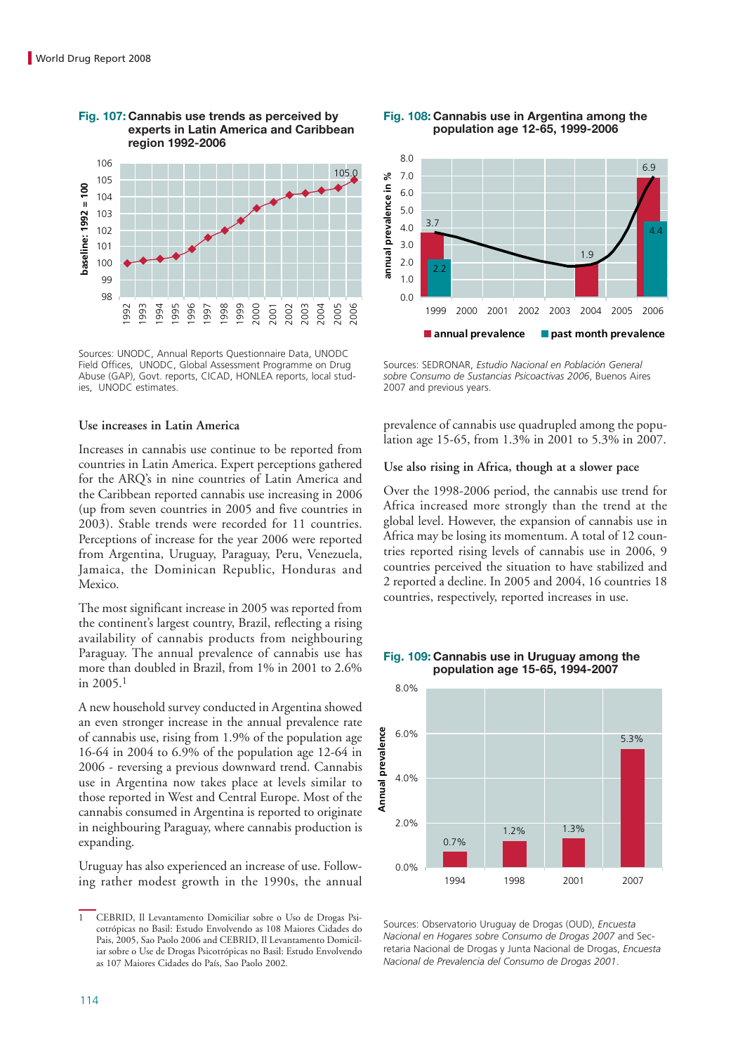**Fig. 107: Cannabis use trends as perceived by experts in Latin America and Caribbean region 1992-2006**

Sources: UNODC, Annual Reports Questionnaire Data, UNODC Field Offices, UNODC, Global Assessment Programme on Drug Abuse (GAP), Govt. reports, CICAD, HONLEA reports, local studies, UNODC estimates.

**Fig. 108: Cannabis use in Argentina among the population age 12-65, 1999-2006**

Sources: SEDRONAR, *Estudio Nacional en Población General sobre Consumo de Sustancias Psicoactivas 2006*, Buenos Aires 2007 and previous years.

### Use increases in Latin America

Increases in cannabis use continue to be reported from countries in Latin America. Expert perceptions gathered for the ARQ's in nine countries of Latin America and the Caribbean reported cannabis use increasing in 2006 (up from seven countries in 2005 and five countries in 2003). Stable trends were recorded for 11 countries. Perceptions of increase for the year 2006 were reported from Argentina, Uruguay, Paraguay, Peru, Venezuela, Jamaica, the Dominican Republic, Honduras and Mexico.

The most significant increase in 2005 was reported from the continent's largest country, Brazil, reflecting a rising availability of cannabis products from neighbouring Paraguay. The annual prevalence of cannabis use has more than doubled in Brazil, from 1% in 2001 to 2.6% in 2005.[1]

A new household survey conducted in Argentina showed an even stronger increase in the annual prevalence rate of cannabis use, rising from 1.9% of the population age 16-64 in 2004 to 6.9% of the population age 12-64 in 2006 - reversing a previous downward trend. Cannabis use in Argentina now takes place at levels similar to those reported in West and Central Europe. Most of the cannabis consumed in Argentina is reported to originate in neighbouring Paraguay, where cannabis production is expanding.

Uruguay has also experienced an increase of use. Following rather modest growth in the 1990s, the annual prevalence of cannabis use quadrupled among the population age 15-65, from 1.3% in 2001 to 5.3% in 2007.

### Use also rising in Africa, though at a slower pace

Over the 1998-2006 period, the cannabis use trend for Africa increased more strongly than the trend at the global level. However, the expansion of cannabis use in Africa may be losing its momentum. A total of 12 countries reported rising levels of cannabis use in 2006, 9 countries perceived the situation to have stabilized and 2 reported a decline. In 2005 and 2004, 16 countries 18 countries, respectively, reported increases in use.

**Fig. 109: Cannabis use in Uruguay among the population age 15-65, 1994-2007**

Sources: Observatorio Uruguay de Drogas (OUD), *Encuesta Nacional en Hogares sobre Consumo de Drogas 2007* and Secretaria Nacional de Drogas y Junta Nacional de Drogas, *Encuesta Nacional de Prevalencia del Consumo de Drogas 2001*.

---

1 CEBRID, II Levantamento Domiciliar sobre o Uso de Drogas Psicotrópicas no Basil: Estudo Envolvendo as 108 Maiores Cidades do Pais, 2005, Sao Paolo 2006 and CEBRID, II Levantamento Domiciliar sobre o Use de Drogas Psicotrópicas no Basil: Estudo Envolvendo as 107 Maiores Cidades do País, Sao Paolo 2002.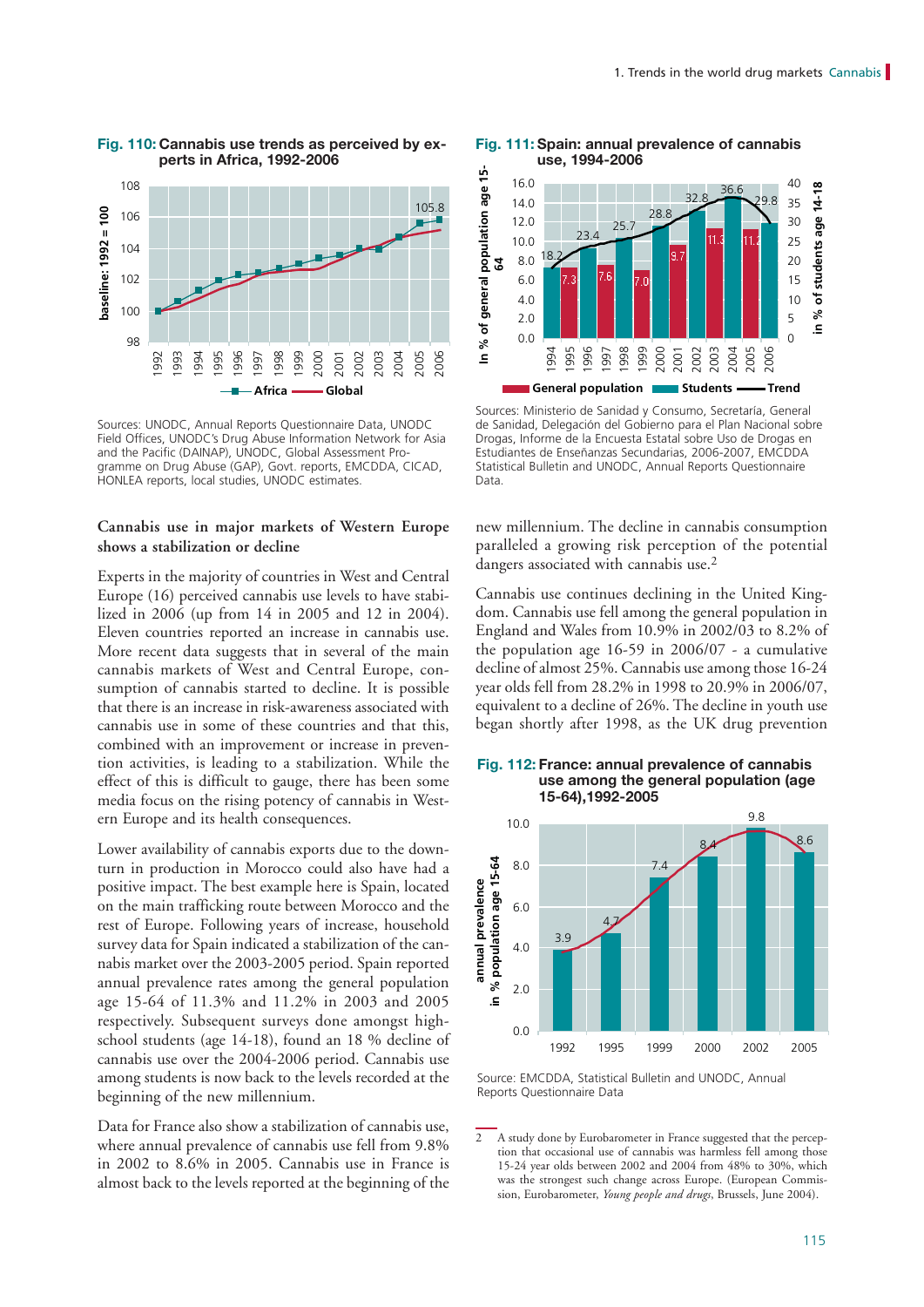**Fig. 110: Cannabis use trends as perceived by experts in Africa, 1992-2006**

Sources: UNODC, Annual Reports Questionnaire Data, UNODC Field Offices, UNODC's Drug Abuse Information Network for Asia and the Pacific (DAINAP), UNODC, Global Assessment Programme on Drug Abuse (GAP), Govt. reports, EMCDDA, CICAD, HONLEA reports, local studies, UNODC estimates.

**Fig. 111: Spain: annual prevalence of cannabis use, 1994-2006**

Sources: Ministerio de Sanidad y Consumo, Secretaría, General de Sanidad, Delegación del Gobierno para el Plan Nacional sobre Drogas, Informe de la Encuesta Estatal sobre Uso de Drogas en Estudiantes de Enseñanzas Secundarias, 2006-2007, EMCDDA Statistical Bulletin and UNODC, Annual Reports Questionnaire Data.

### Cannabis use in major markets of Western Europe shows a stabilization or decline

Experts in the majority of countries in West and Central Europe (16) perceived cannabis use levels to have stabilized in 2006 (up from 14 in 2005 and 12 in 2004). Eleven countries reported an increase in cannabis use. More recent data suggests that in several of the main cannabis markets of West and Central Europe, consumption of cannabis started to decline. It is possible that there is an increase in risk-awareness associated with cannabis use in some of these countries and that this, combined with an improvement or increase in prevention activities, is leading to a stabilization. While the effect of this is difficult to gauge, there has been some media focus on the rising potency of cannabis in Western Europe and its health consequences.

Lower availability of cannabis exports due to the downturn in production in Morocco could also have had a positive impact. The best example here is Spain, located on the main trafficking route between Morocco and the rest of Europe. Following years of increase, household survey data for Spain indicated a stabilization of the cannabis market over the 2003-2005 period. Spain reported annual prevalence rates among the general population age 15-64 of 11.3% and 11.2% in 2003 and 2005 respectively. Subsequent surveys done amongst high-school students (age 14-18), found an 18 % decline of cannabis use over the 2004-2006 period. Cannabis use among students is now back to the levels recorded at the beginning of the new millennium.

Data for France also show a stabilization of cannabis use, where annual prevalence of cannabis use fell from 9.8% in 2002 to 8.6% in 2005. Cannabis use in France is almost back to the levels reported at the beginning of the new millennium. The decline in cannabis consumption paralleled a growing risk perception of the potential dangers associated with cannabis use.[2]

Cannabis use continues declining in the United Kingdom. Cannabis use fell among the general population in England and Wales from 10.9% in 2002/03 to 8.2% of the population age 16-59 in 2006/07 - a cumulative decline of almost 25%. Cannabis use among those 16-24 year olds fell from 28.2% in 1998 to 20.9% in 2006/07, equivalent to a decline of 26%. The decline in youth use began shortly after 1998, as the UK drug prevention

**Fig. 112: France: annual prevalence of cannabis use among the general population (age 15-64),1992-2005**

Source: EMCDDA, Statistical Bulletin and UNODC, Annual Reports Questionnaire Data

[2] A study done by Eurobarometer in France suggested that the perception that occasional use of cannabis was harmless fell among those 15-24 year olds between 2002 and 2004 from 48% to 30%, which was the strongest such change across Europe. (European Commission, Eurobarometer, *Young people and drugs*, Brussels, June 2004).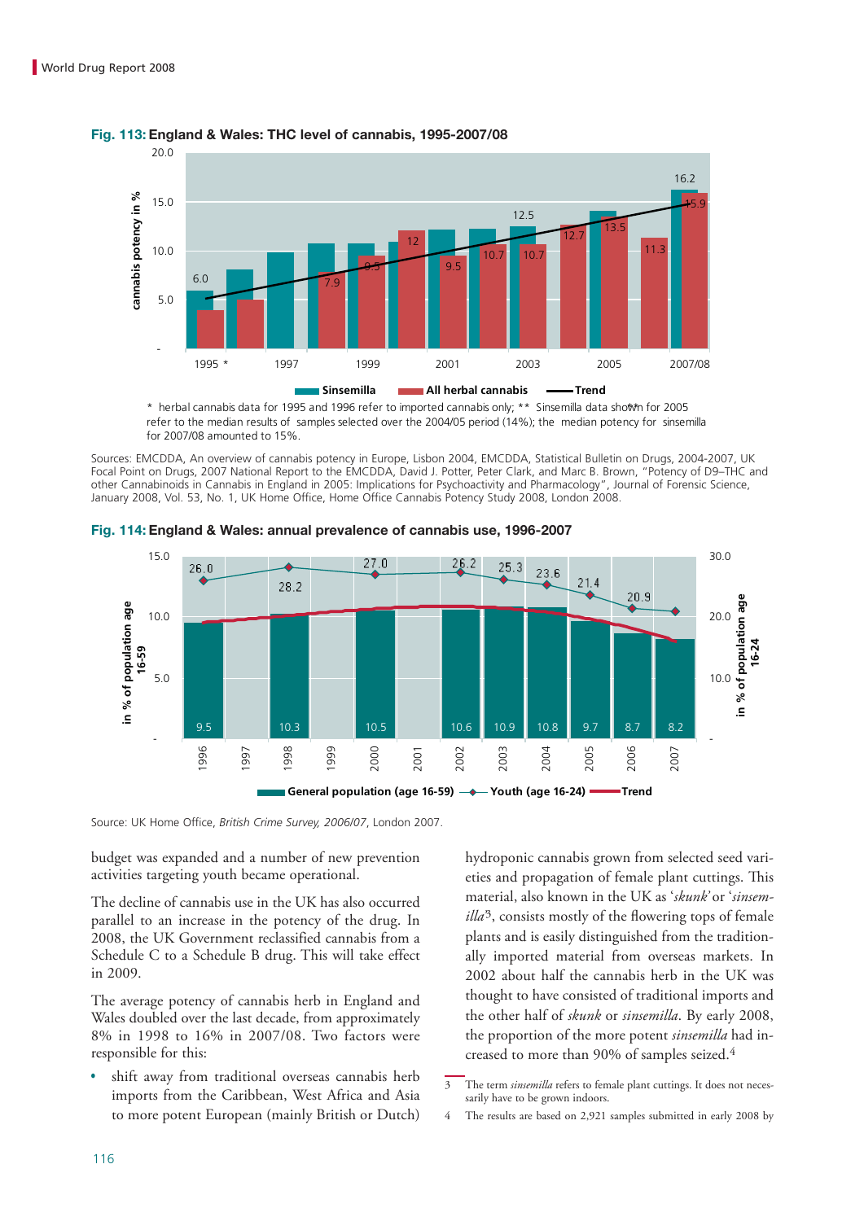**Fig. 113: England & Wales: THC level of cannabis, 1995-2007/08**

\* herbal cannabis data for 1995 and 1996 refer to imported cannabis only; \*\* Sinsemilla data shown for 2005 refer to the median results of samples selected over the 2004/05 period (14%); the median potency for sinsemilla for 2007/08 amounted to 15%.

Sources: EMCDDA, An overview of cannabis potency in Europe, Lisbon 2004, EMCDDA, Statistical Bulletin on Drugs, 2004-2007, UK Focal Point on Drugs, 2007 National Report to the EMCDDA, David J. Potter, Peter Clark, and Marc B. Brown, "Potency of D9–THC and other Cannabinoids in Cannabis in England in 2005: Implications for Psychoactivity and Pharmacology", Journal of Forensic Science, January 2008, Vol. 53, No. 1, UK Home Office, Home Office Cannabis Potency Study 2008, London 2008.

**Fig. 114: England & Wales: annual prevalence of cannabis use, 1996-2007**

Source: UK Home Office, *British Crime Survey, 2006/07*, London 2007.

budget was expanded and a number of new prevention activities targeting youth became operational.

The decline of cannabis use in the UK has also occurred parallel to an increase in the potency of the drug. In 2008, the UK Government reclassified cannabis from a Schedule C to a Schedule B drug. This will take effect in 2009.

The average potency of cannabis herb in England and Wales doubled over the last decade, from approximately 8% in 1998 to 16% in 2007/08. Two factors were responsible for this:

- shift away from traditional overseas cannabis herb imports from the Caribbean, West Africa and Asia to more potent European (mainly British or Dutch) hydroponic cannabis grown from selected seed varieties and propagation of female plant cuttings. This material, also known in the UK as '*skunk*' or '*sinsemilla*'[3], consists mostly of the flowering tops of female plants and is easily distinguished from the traditionally imported material from overseas markets. In 2002 about half the cannabis herb in the UK was thought to have consisted of traditional imports and the other half of *skunk* or *sinsemilla*. By early 2008, the proportion of the more potent *sinsemilla* had increased to more than 90% of samples seized.[4]

3 The term *sinsemilla* refers to female plant cuttings. It does not necessarily have to be grown indoors.

4 The results are based on 2,921 samples submitted in early 2008 by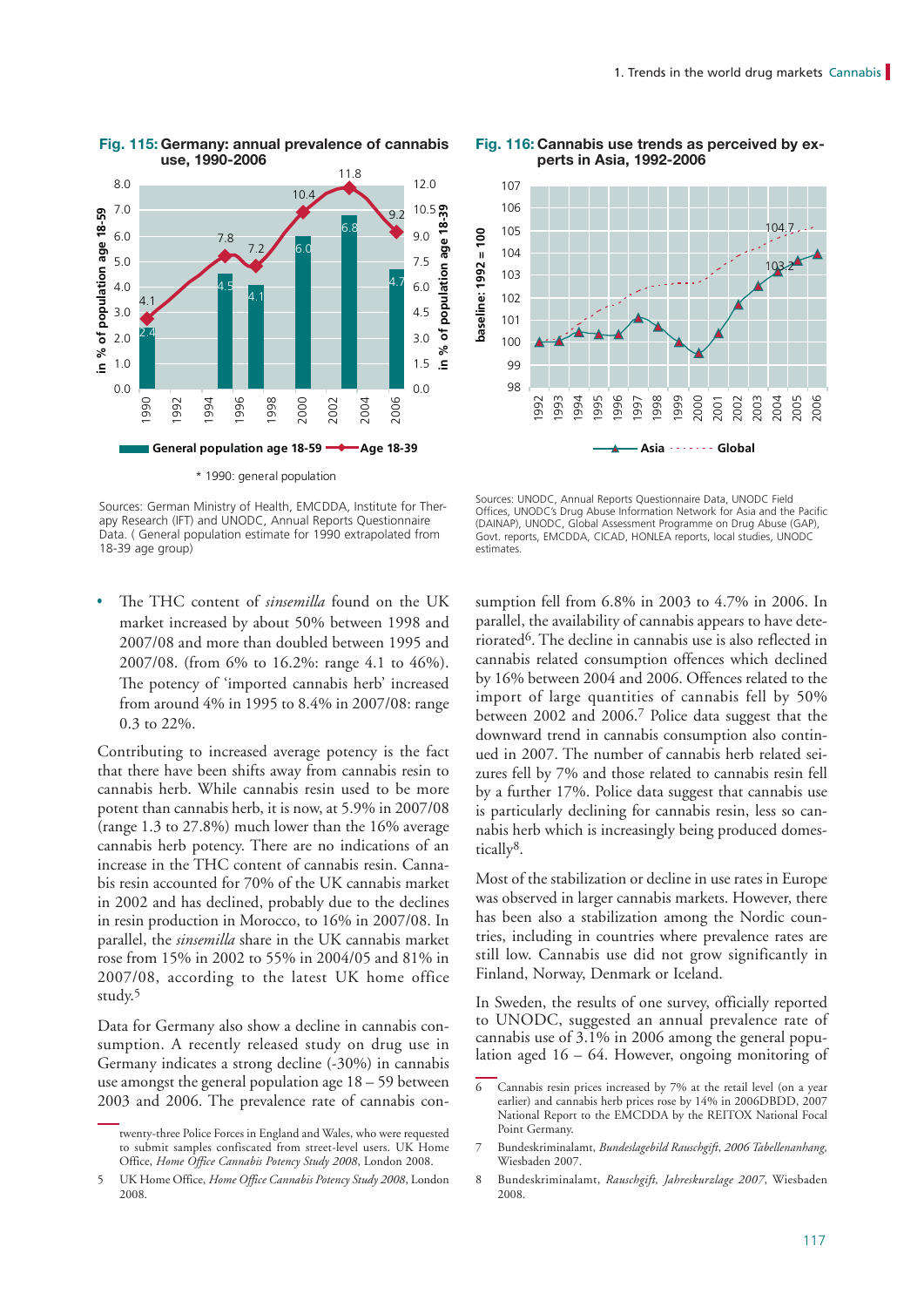**Fig. 115: Germany: annual prevalence of cannabis use, 1990-2006**

\* 1990: general population

Sources: German Ministry of Health, EMCDDA, Institute for Therapy Research (IFT) and UNODC, Annual Reports Questionnaire Data. ( General population estimate for 1990 extrapolated from 18-39 age group)

**Fig. 116: Cannabis use trends as perceived by experts in Asia, 1992-2006**

Sources: UNODC, Annual Reports Questionnaire Data, UNODC Field Offices, UNODC's Drug Abuse Information Network for Asia and the Pacific (DAINAP), UNODC, Global Assessment Programme on Drug Abuse (GAP), Govt. reports, EMCDDA, CICAD, HONLEA reports, local studies, UNODC estimates.

- The THC content of *sinsemilla* found on the UK market increased by about 50% between 1998 and 2007/08 and more than doubled between 1995 and 2007/08. (from 6% to 16.2%: range 4.1 to 46%). The potency of 'imported cannabis herb' increased from around 4% in 1995 to 8.4% in 2007/08: range 0.3 to 22%.

Contributing to increased average potency is the fact that there have been shifts away from cannabis resin to cannabis herb. While cannabis resin used to be more potent than cannabis herb, it is now, at 5.9% in 2007/08 (range 1.3 to 27.8%) much lower than the 16% average cannabis herb potency. There are no indications of an increase in the THC content of cannabis resin. Cannabis resin accounted for 70% of the UK cannabis market in 2002 and has declined, probably due to the declines in resin production in Morocco, to 16% in 2007/08. In parallel, the *sinsemilla* share in the UK cannabis market rose from 15% in 2002 to 55% in 2004/05 and 81% in 2007/08, according to the latest UK home office study.[5]

Data for Germany also show a decline in cannabis consumption. A recently released study on drug use in Germany indicates a strong decline (-30%) in cannabis use amongst the general population age 18 – 59 between 2003 and 2006. The prevalence rate of cannabis consumption fell from 6.8% in 2003 to 4.7% in 2006. In parallel, the availability of cannabis appears to have deteriorated[6]. The decline in cannabis use is also reflected in cannabis related consumption offences which declined by 16% between 2004 and 2006. Offences related to the import of large quantities of cannabis fell by 50% between 2002 and 2006.[7] Police data suggest that the downward trend in cannabis consumption also continued in 2007. The number of cannabis herb related seizures fell by 7% and those related to cannabis resin fell by a further 17%. Police data suggest that cannabis use is particularly declining for cannabis resin, less so cannabis herb which is increasingly being produced domestically[8].

Most of the stabilization or decline in use rates in Europe was observed in larger cannabis markets. However, there has been also a stabilization among the Nordic countries, including in countries where prevalence rates are still low. Cannabis use did not grow significantly in Finland, Norway, Denmark or Iceland.

In Sweden, the results of one survey, officially reported to UNODC, suggested an annual prevalence rate of cannabis use of 3.1% in 2006 among the general population aged 16 – 64. However, ongoing monitoring of

---

twenty-three Police Forces in England and Wales, who were requested to submit samples confiscated from street-level users. UK Home Office, *Home Office Cannabis Potency Study 2008*, London 2008.

5 UK Home Office, *Home Office Cannabis Potency Study 2008*, London 2008.

6 Cannabis resin prices increased by 7% at the retail level (on a year earlier) and cannabis herb prices rose by 14% in 2006DBDD, 2007 National Report to the EMCDDA by the REITOX National Focal Point Germany.

7 Bundeskriminalamt, *Bundeslagebild Rauschgift, 2006 Tabellenanhang*, Wiesbaden 2007.

8 Bundeskriminalamt, *Rauschgift, Jahreskurzlage 2007*, Wiesbaden 2008.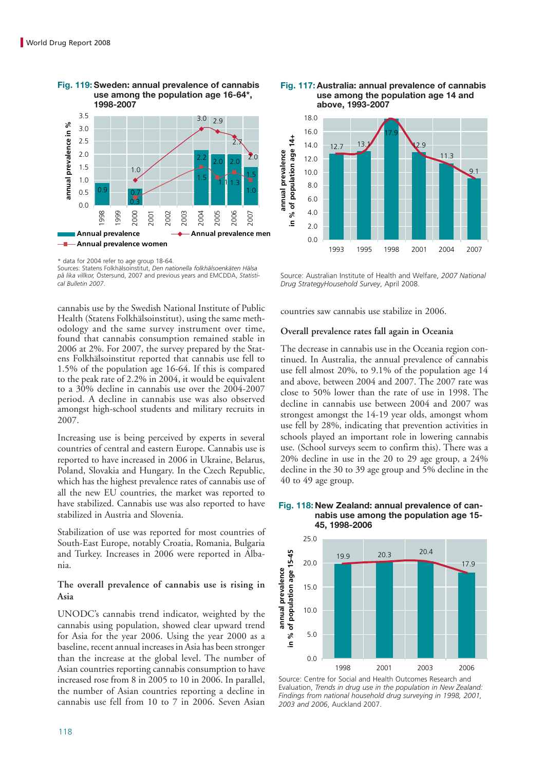**Fig. 119: Sweden: annual prevalence of cannabis use among the population age 16-64*, 1998-2007**

| Year | Annual prevalence | Annual prevalence men | Annual prevalence women |
|---|---|---|---|
| 1998 | 0.9 | | |
| 1999 | | | |
| 2000 | 0.7 | 1.0 | 0.3 |
| 2001 | | | |
| 2002 | | | |
| 2003 | | | |
| 2004 | 2.2 | 3.0 | 1.5 |
| 2005 | 2.0 | 2.9 | 1.1 |
| 2006 | 2.0 | 2.7 | 1.3 |
| 2007 | 1.5 | 2.0 | 1.0 |

\* data for 2004 refer to age group 18-64.
Sources: Statens Folkhälsoinstitut, *Den nationella folkhälsoenkäten Hälsa på lika villkor,* Östersund, 2007 and previous years and EMCDDA, *Statistical Bulletin 2007*.

**Fig. 117: Australia: annual prevalence of cannabis use among the population age 14 and above, 1993-2007**

| Year | Annual prevalence in % of population age 14+ |
|---|---|
| 1993 | 12.7 |
| 1995 | 13.1 |
| 1998 | 17.9 |
| 2001 | 12.9 |
| 2004 | 11.3 |
| 2007 | 9.1 |

Source: Australian Institute of Health and Welfare, *2007 National Drug StrategyHousehold Survey*, April 2008.

cannabis use by the Swedish National Institute of Public Health (Statens Folkhälsoinstitut), using the same methodology and the same survey instrument over time, found that cannabis consumption remained stable in 2006 at 2%. For 2007, the survey prepared by the Statens Folkhälsoinstitut reported that cannabis use fell to 1.5% of the population age 16-64. If this is compared to the peak rate of 2.2% in 2004, it would be equivalent to a 30% decline in cannabis use over the 2004-2007 period. A decline in cannabis use was also observed amongst high-school students and military recruits in 2007.

Increasing use is being perceived by experts in several countries of central and eastern Europe. Cannabis use is reported to have increased in 2006 in Ukraine, Belarus, Poland, Slovakia and Hungary. In the Czech Republic, which has the highest prevalence rates of cannabis use of all the new EU countries, the market was reported to have stabilized. Cannabis use was also reported to have stabilized in Austria and Slovenia.

Stabilization of use was reported for most countries of South-East Europe, notably Croatia, Romania, Bulgaria and Turkey. Increases in 2006 were reported in Albania.

### The overall prevalence of cannabis use is rising in Asia

UNODC's cannabis trend indicator, weighted by the cannabis using population, showed clear upward trend for Asia for the year 2006. Using the year 2000 as a baseline, recent annual increases in Asia has been stronger than the increase at the global level. The number of Asian countries reporting cannabis consumption to have increased rose from 8 in 2005 to 10 in 2006. In parallel, the number of Asian countries reporting a decline in cannabis use fell from 10 to 7 in 2006. Seven Asian countries saw cannabis use stabilize in 2006.

### Overall prevalence rates fall again in Oceania

The decrease in cannabis use in the Oceania region continued. In Australia, the annual prevalence of cannabis use fell almost 20%, to 9.1% of the population age 14 and above, between 2004 and 2007. The 2007 rate was close to 50% lower than the rate of use in 1998. The decline in cannabis use between 2004 and 2007 was strongest amongst the 14-19 year olds, amongst whom use fell by 28%, indicating that prevention activities in schools played an important role in lowering cannabis use. (School surveys seem to confirm this). There was a 20% decline in use in the 20 to 29 age group, a 24% decline in the 30 to 39 age group and 5% decline in the 40 to 49 age group.

**Fig. 118: New Zealand: annual prevalence of cannabis use among the population age 15-45, 1998-2006**

| Year | Annual prevalence in % of population age 15-45 |
|---|---|
| 1998 | 19.9 |
| 2001 | 20.3 |
| 2003 | 20.4 |
| 2006 | 17.9 |

Source: Centre for Social and Health Outcomes Research and Evaluation, *Trends in drug use in the population in New Zealand: Findings from national household drug surveying in 1998, 2001, 2003 and 2006*, Auckland 2007.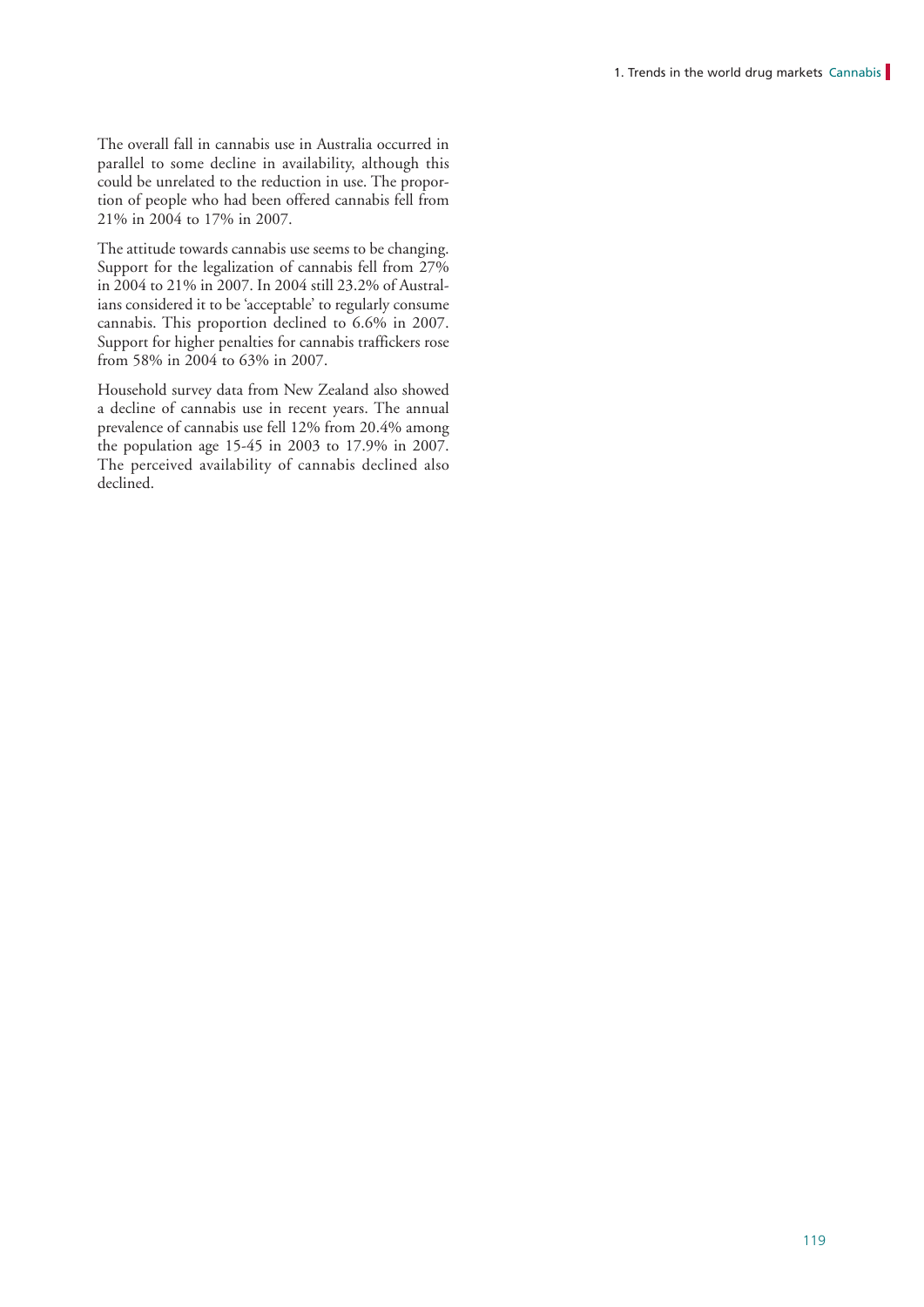The overall fall in cannabis use in Australia occurred in parallel to some decline in availability, although this could be unrelated to the reduction in use. The proportion of people who had been offered cannabis fell from 21% in 2004 to 17% in 2007.

The attitude towards cannabis use seems to be changing. Support for the legalization of cannabis fell from 27% in 2004 to 21% in 2007. In 2004 still 23.2% of Australians considered it to be 'acceptable' to regularly consume cannabis. This proportion declined to 6.6% in 2007. Support for higher penalties for cannabis traffickers rose from 58% in 2004 to 63% in 2007.

Household survey data from New Zealand also showed a decline of cannabis use in recent years. The annual prevalence of cannabis use fell 12% from 20.4% among the population age 15-45 in 2003 to 17.9% in 2007. The perceived availability of cannabis declined also declined.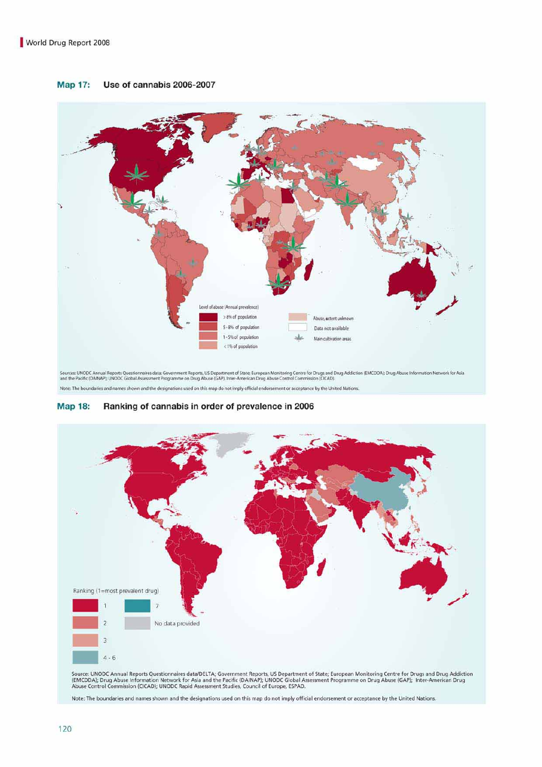### Map 17: Use of cannabis 2006-2007

Level of abuse (Annual prevalence)

- > 8% of population
- 5 - 8% of population
- 1 - 5% of population
- < 1% of population
- Abuse, extent unknown
- Data not available
- Main cultivation areas

Sources: UNODC Annual Reports Questionnaires data; Government Reports, US Department of State; European Monitoring Centre for Drugs and Drug Addiction (EMCDDA); Drug Abuse Information Network for Asia and the Pacific (DAINAP); UNODC Global Assessment Programme on Drug Abuse (GAP); Inter-American Drug Abuse Control Commission (CICAD).

Note: The boundaries and names shown and the designations used on this map do not imply official endorsement or acceptance by the United Nations.

### Map 18: Ranking of cannabis in order of prevalence in 2006

Ranking (1=most prevalent drug)

- 1
- 2
- 3
- 4 - 6
- 7
- No data provided

Source: UNODC Annual Reports Questionnaires data/DELTA; Government Reports, US Department of State; European Monitoring Centre for Drugs and Drug Addiction (EMCDDA); Drug Abuse Information Network for Asia and the Pacific (DAINAP); UNODC Global Assessment Programme on Drug Abuse (GAP); Inter-American Drug Abuse Control Commission (CICAD); UNODC Rapid Assessment Studies, Council of Europe, ESPAD.

Note: The boundaries and names shown and the designations used on this map do not imply official endorsement or acceptance by the United Nations.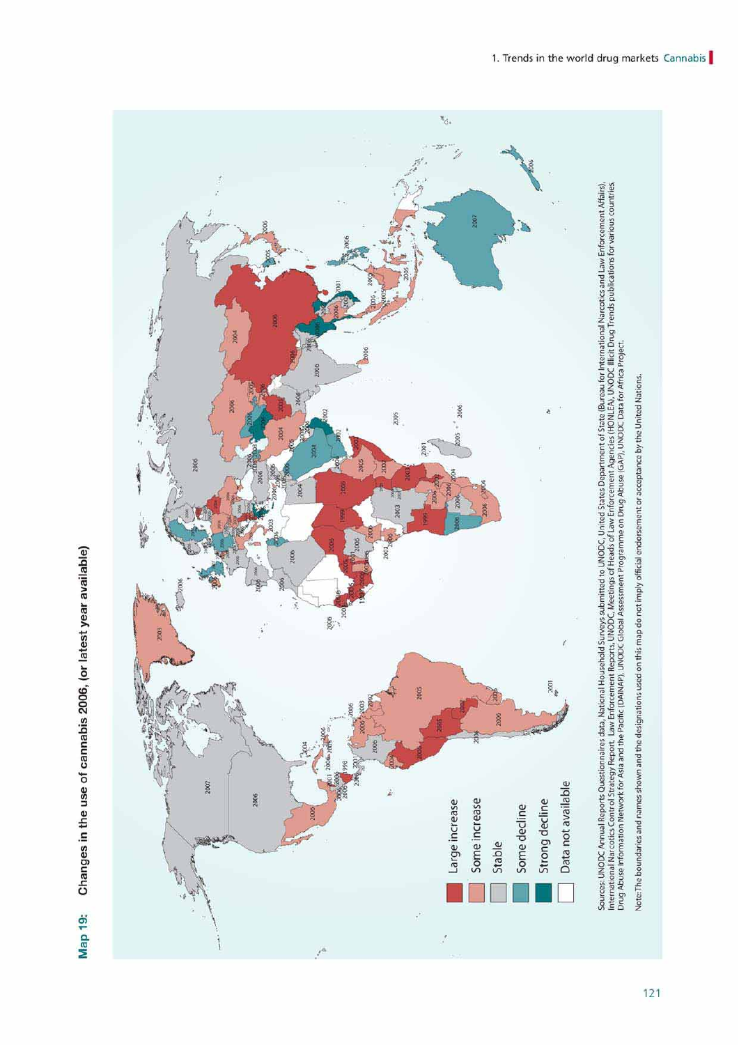**Map 19: Changes in the use of cannabis 2006, (or latest year available)**

Large increase
Some increase
Stable
Some decline
Strong decline
Data not available

Sources: UNODC Annual Reports Questionnaires data, National Household Surveys submitted to UNODC, United States Department of State (Bureau for International Narcotics and Law Enforcement Affairs), International Narcotics Control Strategy Report, Law Enforcement Reports, UNODC, Meetings of Heads of Law Enforcement Agencies (HONLEA), UNODC Illicit Drug Trends publications for various countries, Drug Abuse Information Network for Asia and the Pacific (DAINAP), UNODC Global Assessment Programme on Drug Abuse (GAP), UNODC Data for Africa Project.

Note: The boundaries and names shown and the designations used on this map do not imply official endorsement or acceptance by the United Nations.